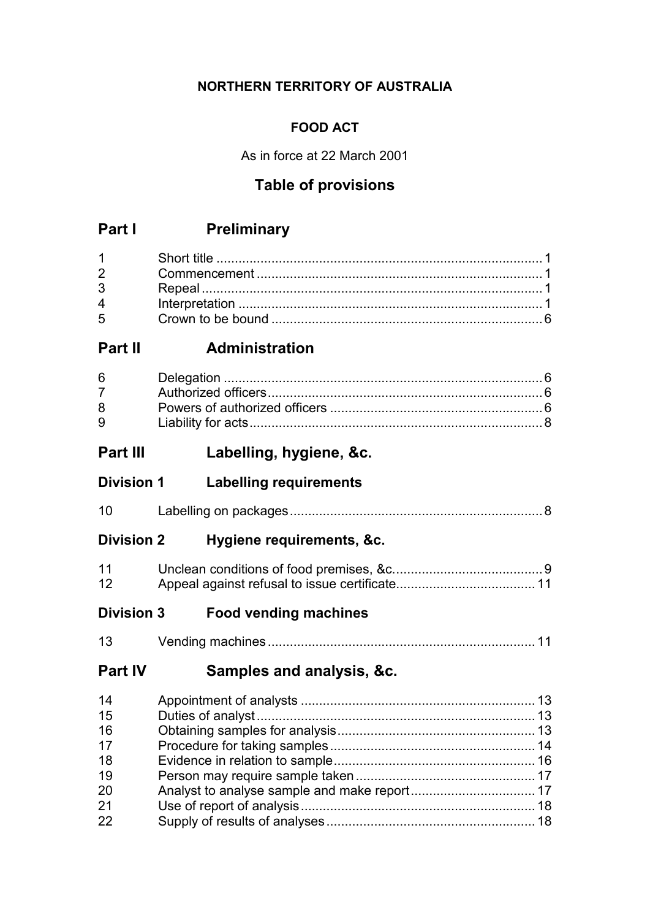**NORTHERN TERRITORY OF AUSTRALIA**

**FOOD ACT**

As in force at 22 March 2001

## Table of provisions

## Part I Preliminary

| | | |
|---|---|---|
| 1 | Short title | 1 |
| 2 | Commencement | 1 |
| 3 | Repeal | 1 |
| 4 | Interpretation | 1 |
| 5 | Crown to be bound | 6 |

## Part II Administration

| | | |
|---|---|---|
| 6 | Delegation | 6 |
| 7 | Authorized officers | 6 |
| 8 | Powers of authorized officers | 6 |
| 9 | Liability for acts | 8 |

## Part III Labelling, hygiene, &c.

### Division 1 Labelling requirements

| | | |
|---|---|---|
| 10 | Labelling on packages | 8 |

### Division 2 Hygiene requirements, &c.

| | | |
|---|---|---|
| 11 | Unclean conditions of food premises, &c. | 9 |
| 12 | Appeal against refusal to issue certificate | 11 |

### Division 3 Food vending machines

| | | |
|---|---|---|
| 13 | Vending machines | 11 |

## Part IV Samples and analysis, &c.

| | | |
|---|---|---|
| 14 | Appointment of analysts | 13 |
| 15 | Duties of analyst | 13 |
| 16 | Obtaining samples for analysis | 13 |
| 17 | Procedure for taking samples | 14 |
| 18 | Evidence in relation to sample | 16 |
| 19 | Person may require sample taken | 17 |
| 20 | Analyst to analyse sample and make report | 17 |
| 21 | Use of report of analysis | 18 |
| 22 | Supply of results of analyses | 18 |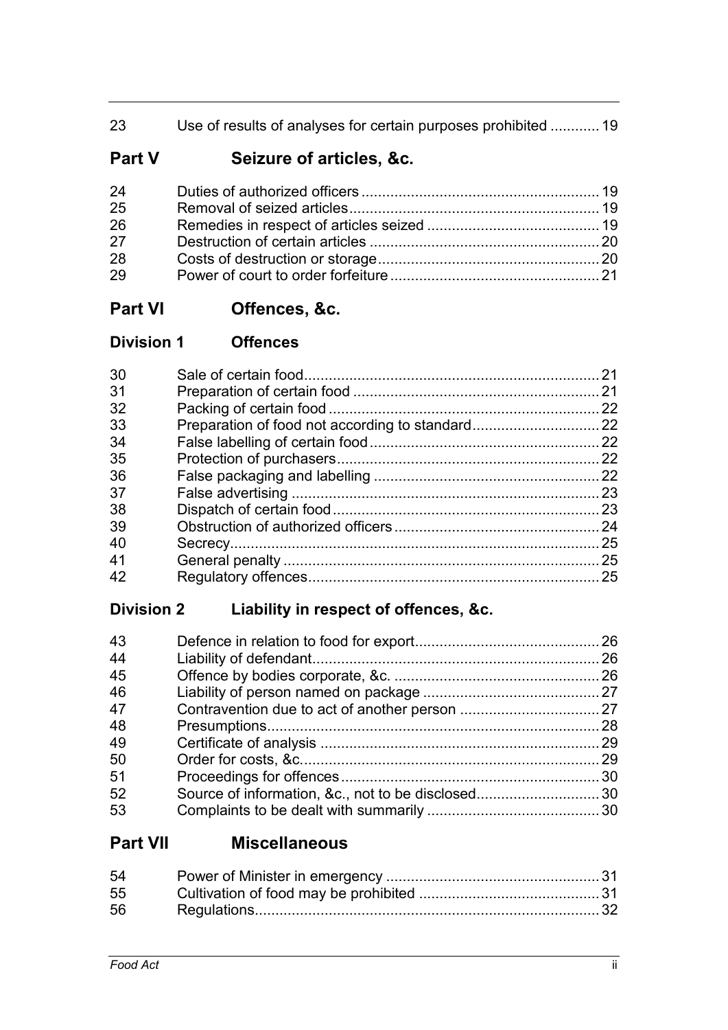| | | |
|---|---|---|
| 23 | Use of results of analyses for certain purposes prohibited | 19 |

## Part V Seizure of articles, &c.

| | | |
|---|---|---|
| 24 | Duties of authorized officers | 19 |
| 25 | Removal of seized articles | 19 |
| 26 | Remedies in respect of articles seized | 19 |
| 27 | Destruction of certain articles | 20 |
| 28 | Costs of destruction or storage | 20 |
| 29 | Power of court to order forfeiture | 21 |

## Part VI Offences, &c.

### Division 1 Offences

| | | |
|---|---|---|
| 30 | Sale of certain food | 21 |
| 31 | Preparation of certain food | 21 |
| 32 | Packing of certain food | 22 |
| 33 | Preparation of food not according to standard | 22 |
| 34 | False labelling of certain food | 22 |
| 35 | Protection of purchasers | 22 |
| 36 | False packaging and labelling | 22 |
| 37 | False advertising | 23 |
| 38 | Dispatch of certain food | 23 |
| 39 | Obstruction of authorized officers | 24 |
| 40 | Secrecy | 25 |
| 41 | General penalty | 25 |
| 42 | Regulatory offences | 25 |

### Division 2 Liability in respect of offences, &c.

| | | |
|---|---|---|
| 43 | Defence in relation to food for export | 26 |
| 44 | Liability of defendant | 26 |
| 45 | Offence by bodies corporate, &c. | 26 |
| 46 | Liability of person named on package | 27 |
| 47 | Contravention due to act of another person | 27 |
| 48 | Presumptions | 28 |
| 49 | Certificate of analysis | 29 |
| 50 | Order for costs, &c. | 29 |
| 51 | Proceedings for offences | 30 |
| 52 | Source of information, &c., not to be disclosed | 30 |
| 53 | Complaints to be dealt with summarily | 30 |

## Part VII Miscellaneous

| | | |
|---|---|---|
| 54 | Power of Minister in emergency | 31 |
| 55 | Cultivation of food may be prohibited | 31 |
| 56 | Regulations | 32 |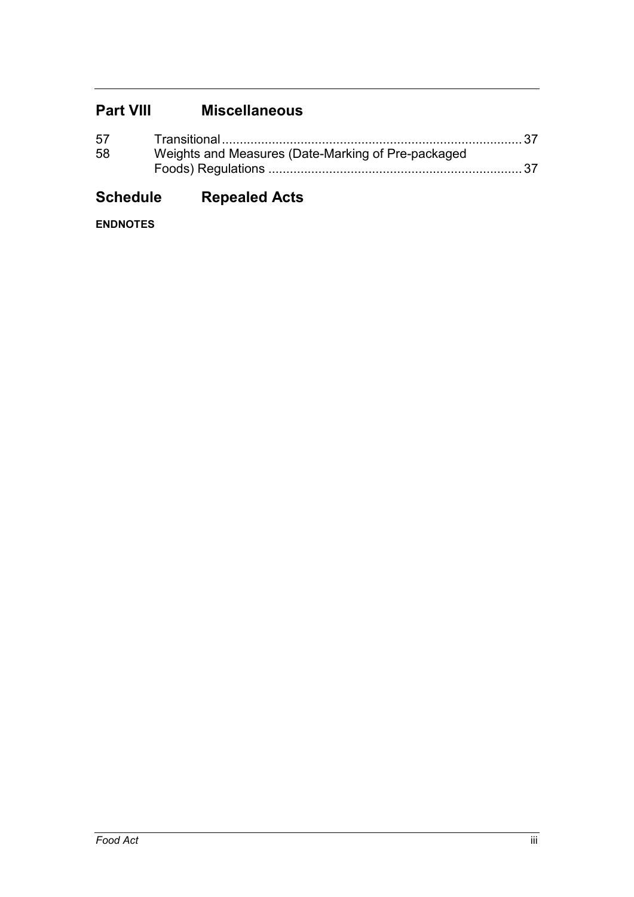## Part VIII Miscellaneous

57 Transitional .................................................................................. 37
58 Weights and Measures (Date-Marking of Pre-packaged Foods) Regulations ...................................................................... 37

## Schedule Repealed Acts

**ENDNOTES**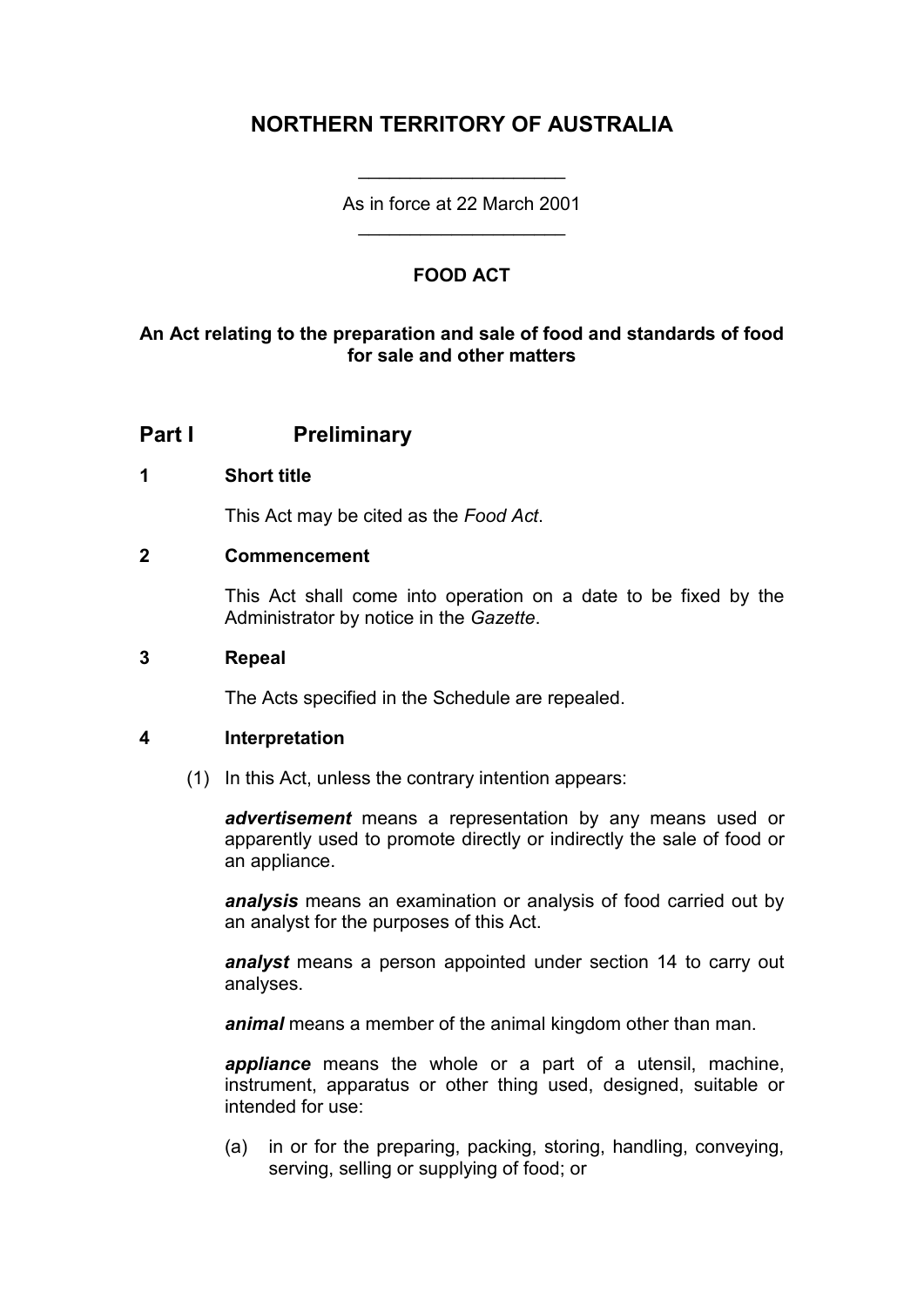# NORTHERN TERRITORY OF AUSTRALIA

As in force at 22 March 2001

## FOOD ACT

**An Act relating to the preparation and sale of food and standards of food for sale and other matters**

## Part I Preliminary

### 1 Short title

This Act may be cited as the *Food Act*.

### 2 Commencement

This Act shall come into operation on a date to be fixed by the Administrator by notice in the *Gazette*.

### 3 Repeal

The Acts specified in the Schedule are repealed.

### 4 Interpretation

(1) In this Act, unless the contrary intention appears:

***advertisement*** means a representation by any means used or apparently used to promote directly or indirectly the sale of food or an appliance.

***analysis*** means an examination or analysis of food carried out by an analyst for the purposes of this Act.

***analyst*** means a person appointed under section 14 to carry out analyses.

***animal*** means a member of the animal kingdom other than man.

***appliance*** means the whole or a part of a utensil, machine, instrument, apparatus or other thing used, designed, suitable or intended for use:

(a) in or for the preparing, packing, storing, handling, conveying, serving, selling or supplying of food; or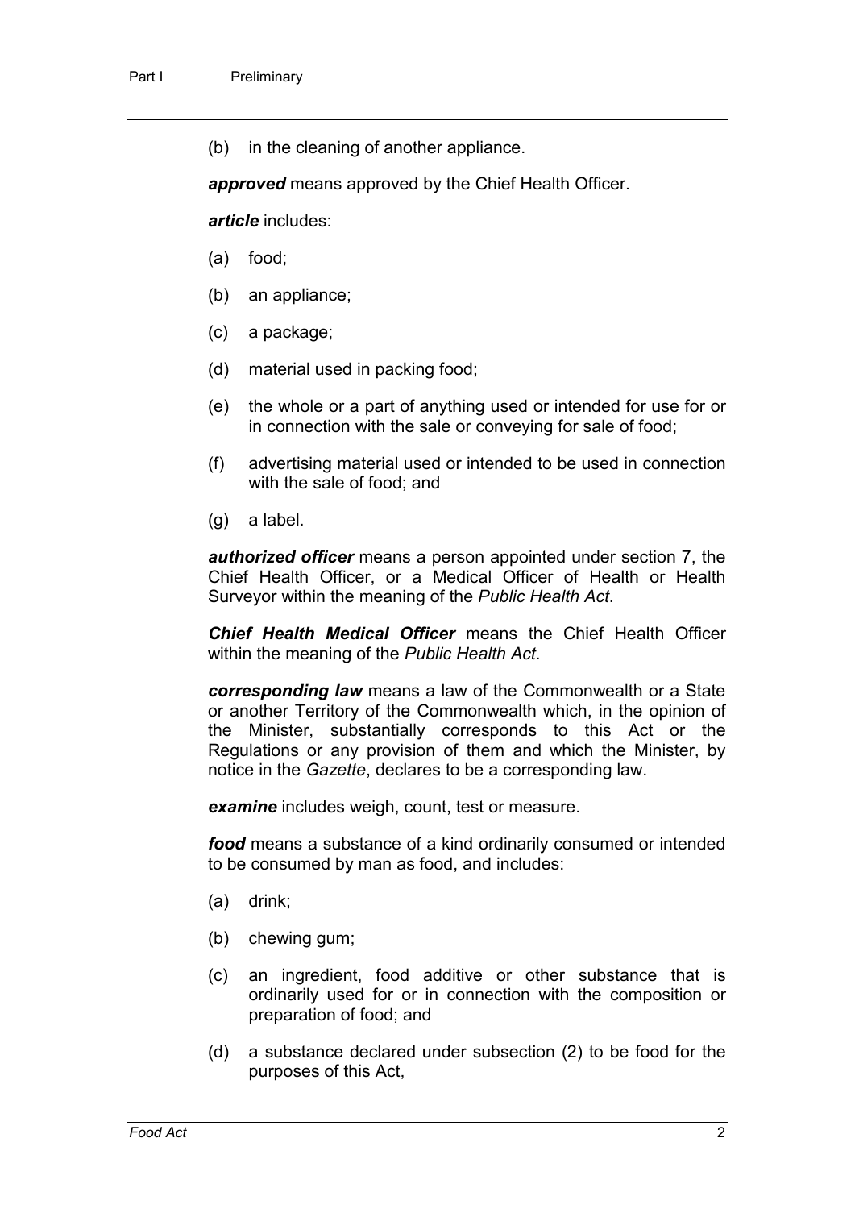(b) in the cleaning of another appliance.

***approved*** means approved by the Chief Health Officer.

***article*** includes:

(a) food;

(b) an appliance;

(c) a package;

(d) material used in packing food;

(e) the whole or a part of anything used or intended for use for or in connection with the sale or conveying for sale of food;

(f) advertising material used or intended to be used in connection with the sale of food; and

(g) a label.

***authorized officer*** means a person appointed under section 7, the Chief Health Officer, or a Medical Officer of Health or Health Surveyor within the meaning of the *Public Health Act*.

***Chief Health Medical Officer*** means the Chief Health Officer within the meaning of the *Public Health Act*.

***corresponding law*** means a law of the Commonwealth or a State or another Territory of the Commonwealth which, in the opinion of the Minister, substantially corresponds to this Act or the Regulations or any provision of them and which the Minister, by notice in the *Gazette*, declares to be a corresponding law.

***examine*** includes weigh, count, test or measure.

***food*** means a substance of a kind ordinarily consumed or intended to be consumed by man as food, and includes:

(a) drink;

(b) chewing gum;

(c) an ingredient, food additive or other substance that is ordinarily used for or in connection with the composition or preparation of food; and

(d) a substance declared under subsection (2) to be food for the purposes of this Act,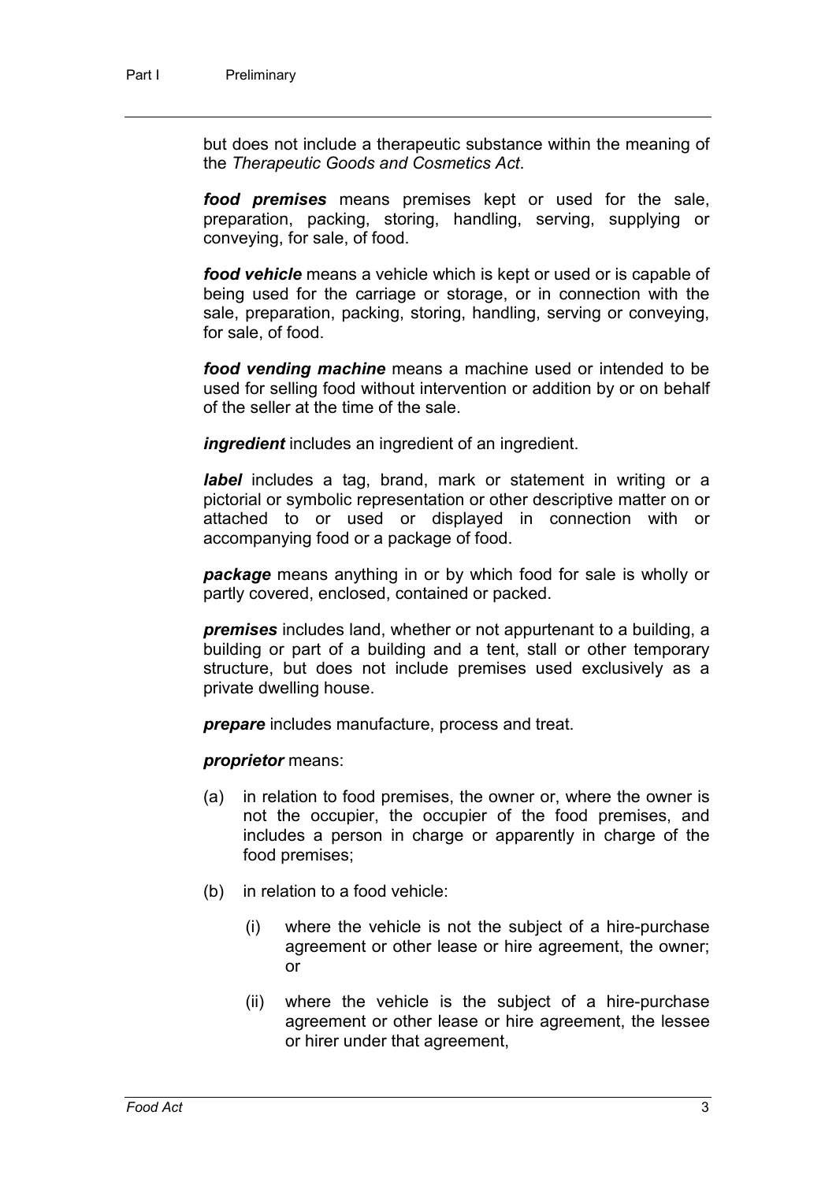but does not include a therapeutic substance within the meaning of the *Therapeutic Goods and Cosmetics Act*.

***food premises*** means premises kept or used for the sale, preparation, packing, storing, handling, serving, supplying or conveying, for sale, of food.

***food vehicle*** means a vehicle which is kept or used or is capable of being used for the carriage or storage, or in connection with the sale, preparation, packing, storing, handling, serving or conveying, for sale, of food.

***food vending machine*** means a machine used or intended to be used for selling food without intervention or addition by or on behalf of the seller at the time of the sale.

***ingredient*** includes an ingredient of an ingredient.

***label*** includes a tag, brand, mark or statement in writing or a pictorial or symbolic representation or other descriptive matter on or attached to or used or displayed in connection with or accompanying food or a package of food.

***package*** means anything in or by which food for sale is wholly or partly covered, enclosed, contained or packed.

***premises*** includes land, whether or not appurtenant to a building, a building or part of a building and a tent, stall or other temporary structure, but does not include premises used exclusively as a private dwelling house.

***prepare*** includes manufacture, process and treat.

***proprietor*** means:

(a) in relation to food premises, the owner or, where the owner is not the occupier, the occupier of the food premises, and includes a person in charge or apparently in charge of the food premises;

(b) in relation to a food vehicle:

  (i) where the vehicle is not the subject of a hire-purchase agreement or other lease or hire agreement, the owner; or

  (ii) where the vehicle is the subject of a hire-purchase agreement or other lease or hire agreement, the lessee or hirer under that agreement,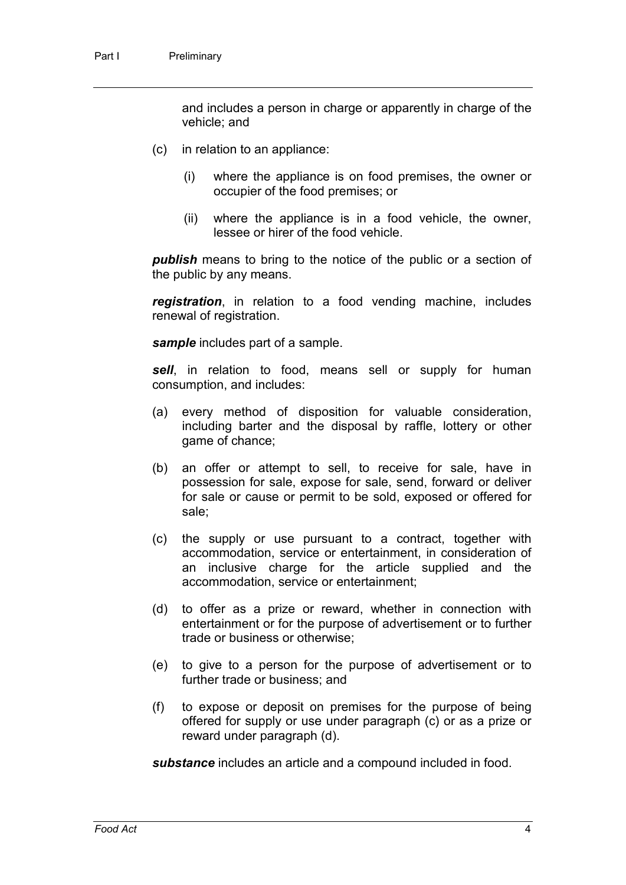and includes a person in charge or apparently in charge of the vehicle; and

(c) in relation to an appliance:

(i) where the appliance is on food premises, the owner or occupier of the food premises; or

(ii) where the appliance is in a food vehicle, the owner, lessee or hirer of the food vehicle.

***publish*** means to bring to the notice of the public or a section of the public by any means.

***registration***, in relation to a food vending machine, includes renewal of registration.

***sample*** includes part of a sample.

***sell***, in relation to food, means sell or supply for human consumption, and includes:

(a) every method of disposition for valuable consideration, including barter and the disposal by raffle, lottery or other game of chance;

(b) an offer or attempt to sell, to receive for sale, have in possession for sale, expose for sale, send, forward or deliver for sale or cause or permit to be sold, exposed or offered for sale;

(c) the supply or use pursuant to a contract, together with accommodation, service or entertainment, in consideration of an inclusive charge for the article supplied and the accommodation, service or entertainment;

(d) to offer as a prize or reward, whether in connection with entertainment or for the purpose of advertisement or to further trade or business or otherwise;

(e) to give to a person for the purpose of advertisement or to further trade or business; and

(f) to expose or deposit on premises for the purpose of being offered for supply or use under paragraph (c) or as a prize or reward under paragraph (d).

***substance*** includes an article and a compound included in food.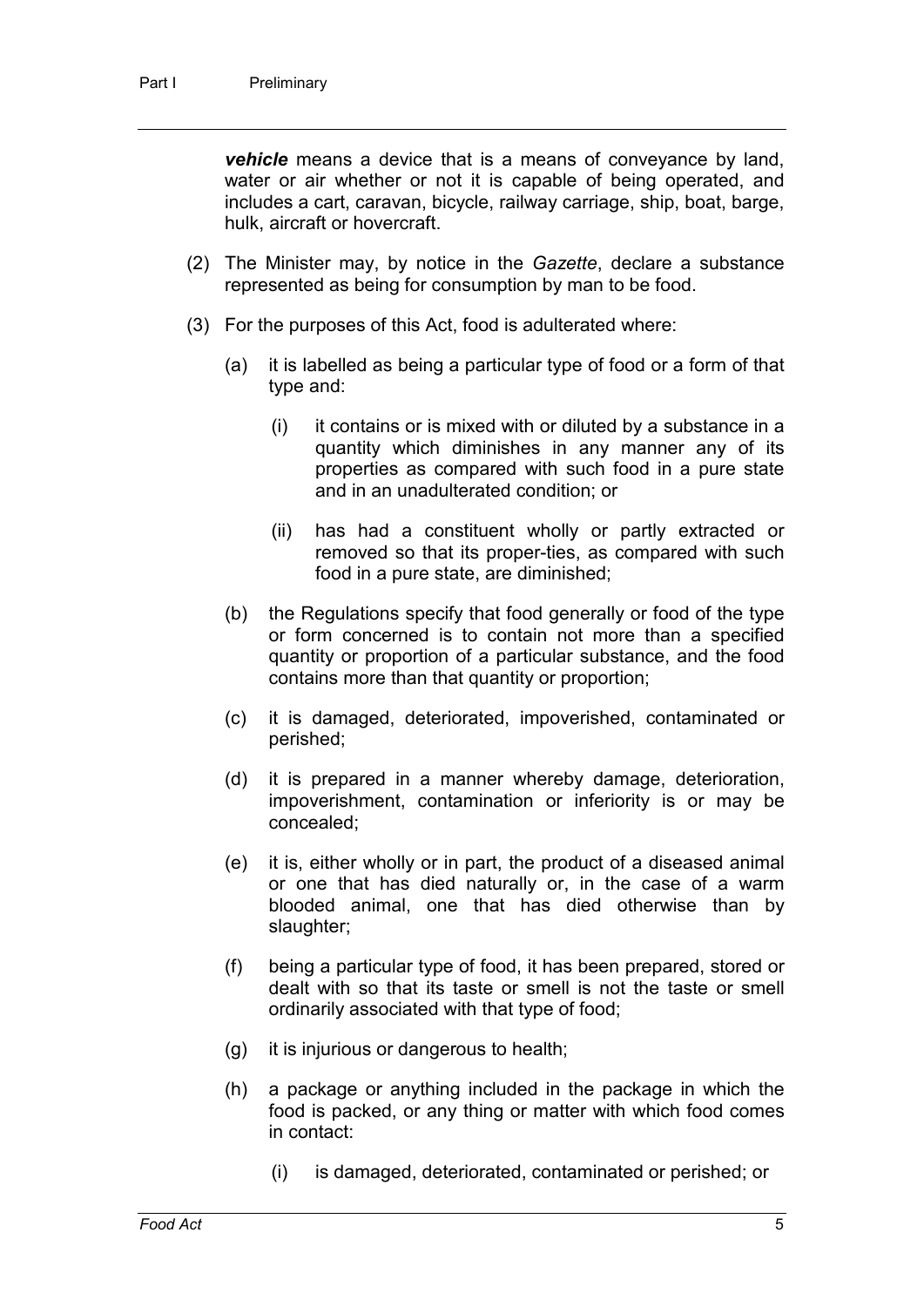***vehicle*** means a device that is a means of conveyance by land, water or air whether or not it is capable of being operated, and includes a cart, caravan, bicycle, railway carriage, ship, boat, barge, hulk, aircraft or hovercraft.

(2) The Minister may, by notice in the *Gazette*, declare a substance represented as being for consumption by man to be food.

(3) For the purposes of this Act, food is adulterated where:

(a) it is labelled as being a particular type of food or a form of that type and:

(i) it contains or is mixed with or diluted by a substance in a quantity which diminishes in any manner any of its properties as compared with such food in a pure state and in an unadulterated condition; or

(ii) has had a constituent wholly or partly extracted or removed so that its proper-ties, as compared with such food in a pure state, are diminished;

(b) the Regulations specify that food generally or food of the type or form concerned is to contain not more than a specified quantity or proportion of a particular substance, and the food contains more than that quantity or proportion;

(c) it is damaged, deteriorated, impoverished, contaminated or perished;

(d) it is prepared in a manner whereby damage, deterioration, impoverishment, contamination or inferiority is or may be concealed;

(e) it is, either wholly or in part, the product of a diseased animal or one that has died naturally or, in the case of a warm blooded animal, one that has died otherwise than by slaughter;

(f) being a particular type of food, it has been prepared, stored or dealt with so that its taste or smell is not the taste or smell ordinarily associated with that type of food;

(g) it is injurious or dangerous to health;

(h) a package or anything included in the package in which the food is packed, or any thing or matter with which food comes in contact:

(i) is damaged, deteriorated, contaminated or perished; or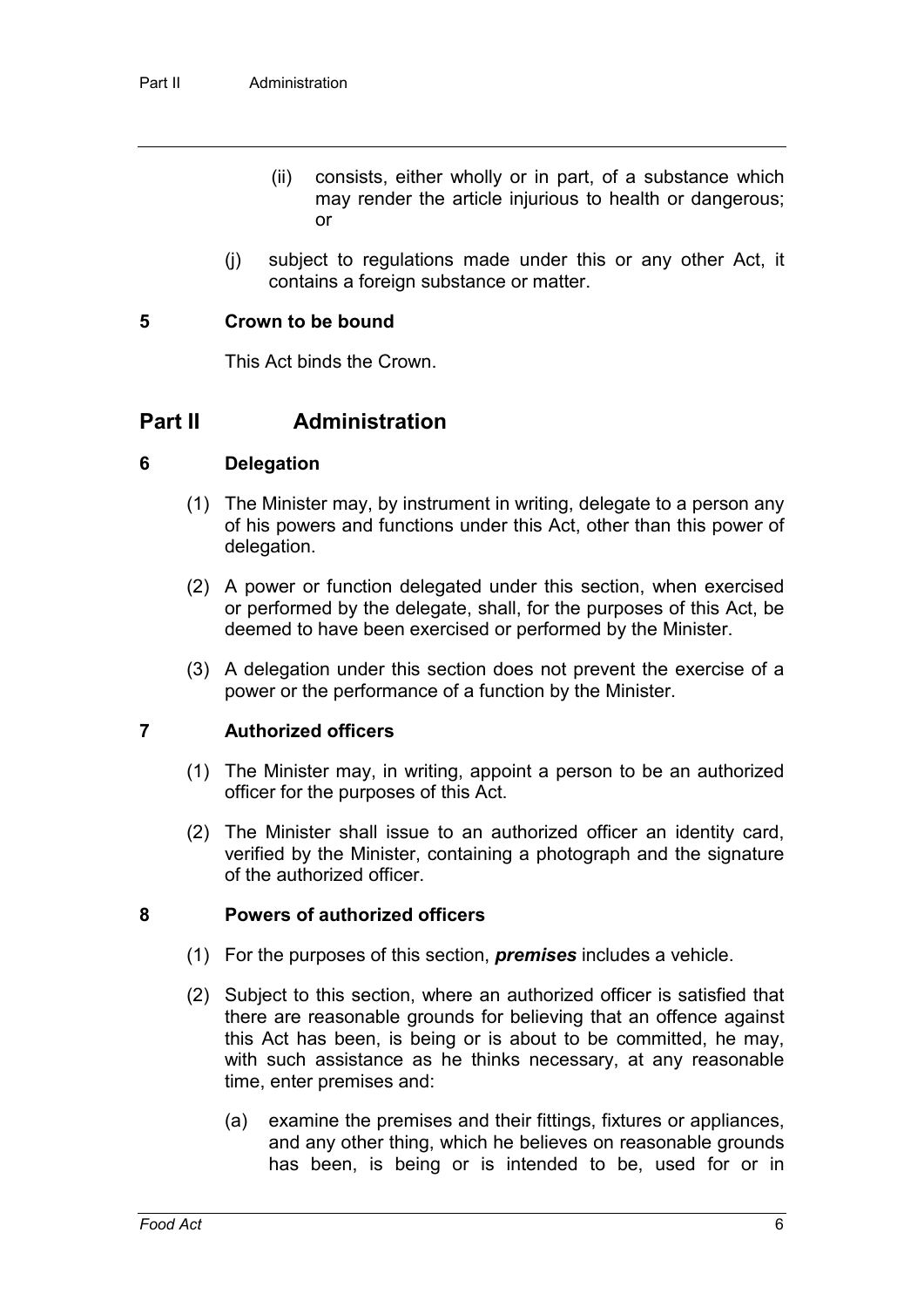(ii) consists, either wholly or in part, of a substance which may render the article injurious to health or dangerous; or

(j) subject to regulations made under this or any other Act, it contains a foreign substance or matter.

### 5 Crown to be bound

This Act binds the Crown.

## Part II Administration

### 6 Delegation

(1) The Minister may, by instrument in writing, delegate to a person any of his powers and functions under this Act, other than this power of delegation.

(2) A power or function delegated under this section, when exercised or performed by the delegate, shall, for the purposes of this Act, be deemed to have been exercised or performed by the Minister.

(3) A delegation under this section does not prevent the exercise of a power or the performance of a function by the Minister.

### 7 Authorized officers

(1) The Minister may, in writing, appoint a person to be an authorized officer for the purposes of this Act.

(2) The Minister shall issue to an authorized officer an identity card, verified by the Minister, containing a photograph and the signature of the authorized officer.

### 8 Powers of authorized officers

(1) For the purposes of this section, ***premises*** includes a vehicle.

(2) Subject to this section, where an authorized officer is satisfied that there are reasonable grounds for believing that an offence against this Act has been, is being or is about to be committed, he may, with such assistance as he thinks necessary, at any reasonable time, enter premises and:

(a) examine the premises and their fittings, fixtures or appliances, and any other thing, which he believes on reasonable grounds has been, is being or is intended to be, used for or in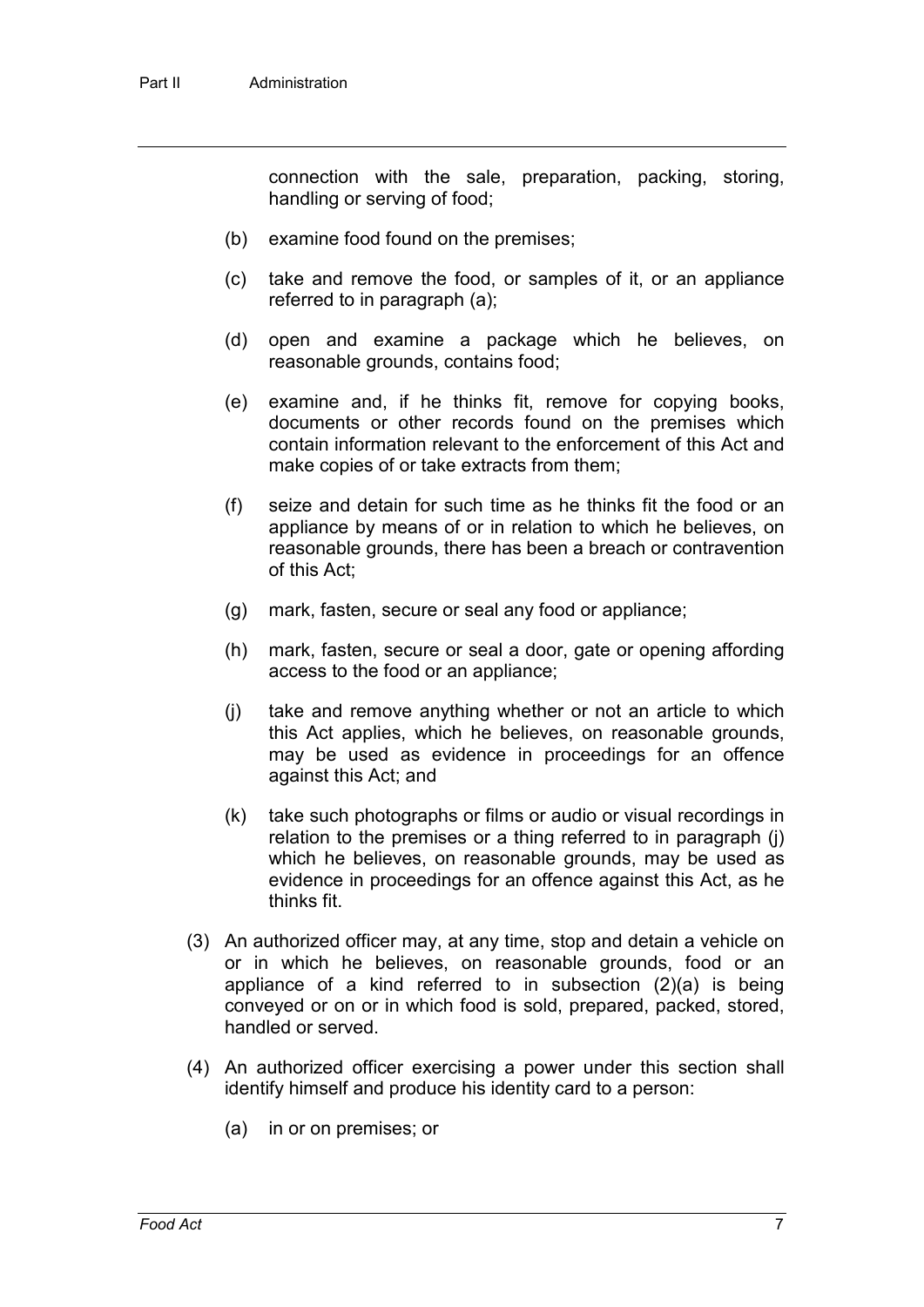connection with the sale, preparation, packing, storing, handling or serving of food;

(b) examine food found on the premises;

(c) take and remove the food, or samples of it, or an appliance referred to in paragraph (a);

(d) open and examine a package which he believes, on reasonable grounds, contains food;

(e) examine and, if he thinks fit, remove for copying books, documents or other records found on the premises which contain information relevant to the enforcement of this Act and make copies of or take extracts from them;

(f) seize and detain for such time as he thinks fit the food or an appliance by means of or in relation to which he believes, on reasonable grounds, there has been a breach or contravention of this Act;

(g) mark, fasten, secure or seal any food or appliance;

(h) mark, fasten, secure or seal a door, gate or opening affording access to the food or an appliance;

(j) take and remove anything whether or not an article to which this Act applies, which he believes, on reasonable grounds, may be used as evidence in proceedings for an offence against this Act; and

(k) take such photographs or films or audio or visual recordings in relation to the premises or a thing referred to in paragraph (j) which he believes, on reasonable grounds, may be used as evidence in proceedings for an offence against this Act, as he thinks fit.

(3) An authorized officer may, at any time, stop and detain a vehicle on or in which he believes, on reasonable grounds, food or an appliance of a kind referred to in subsection (2)(a) is being conveyed or on or in which food is sold, prepared, packed, stored, handled or served.

(4) An authorized officer exercising a power under this section shall identify himself and produce his identity card to a person:

(a) in or on premises; or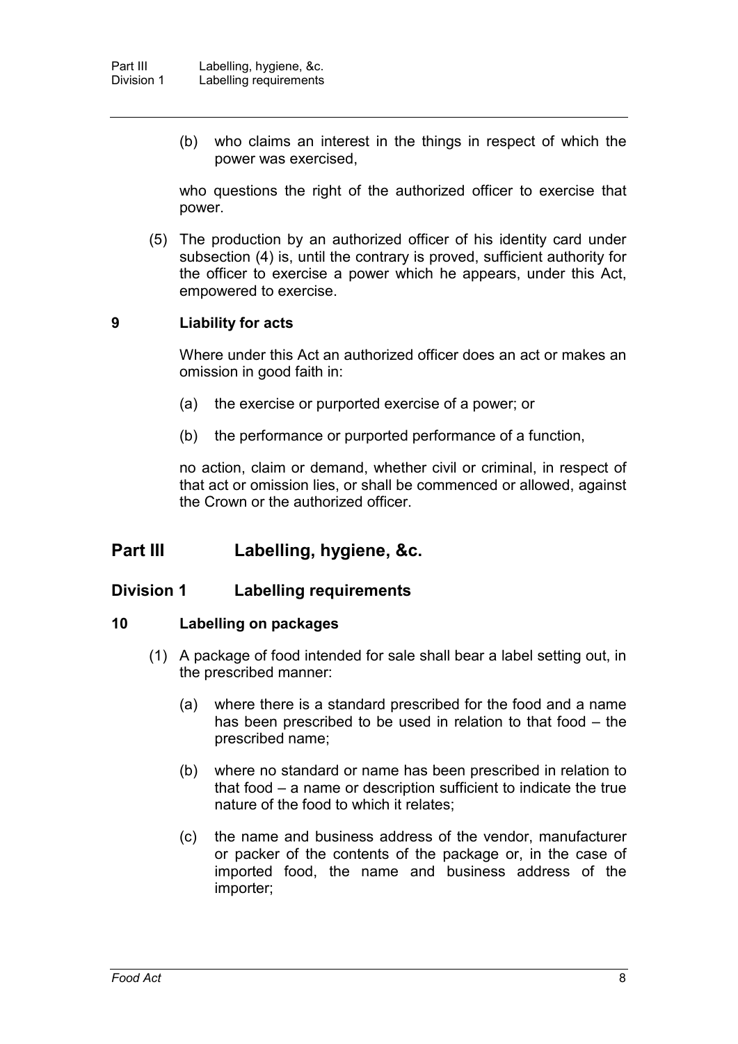(b) who claims an interest in the things in respect of which the power was exercised,

who questions the right of the authorized officer to exercise that power.

(5) The production by an authorized officer of his identity card under subsection (4) is, until the contrary is proved, sufficient authority for the officer to exercise a power which he appears, under this Act, empowered to exercise.

### 9 Liability for acts

Where under this Act an authorized officer does an act or makes an omission in good faith in:

(a) the exercise or purported exercise of a power; or

(b) the performance or purported performance of a function,

no action, claim or demand, whether civil or criminal, in respect of that act or omission lies, or shall be commenced or allowed, against the Crown or the authorized officer.

# Part III Labelling, hygiene, &c.

## Division 1 Labelling requirements

### 10 Labelling on packages

(1) A package of food intended for sale shall bear a label setting out, in the prescribed manner:

(a) where there is a standard prescribed for the food and a name has been prescribed to be used in relation to that food – the prescribed name;

(b) where no standard or name has been prescribed in relation to that food – a name or description sufficient to indicate the true nature of the food to which it relates;

(c) the name and business address of the vendor, manufacturer or packer of the contents of the package or, in the case of imported food, the name and business address of the importer;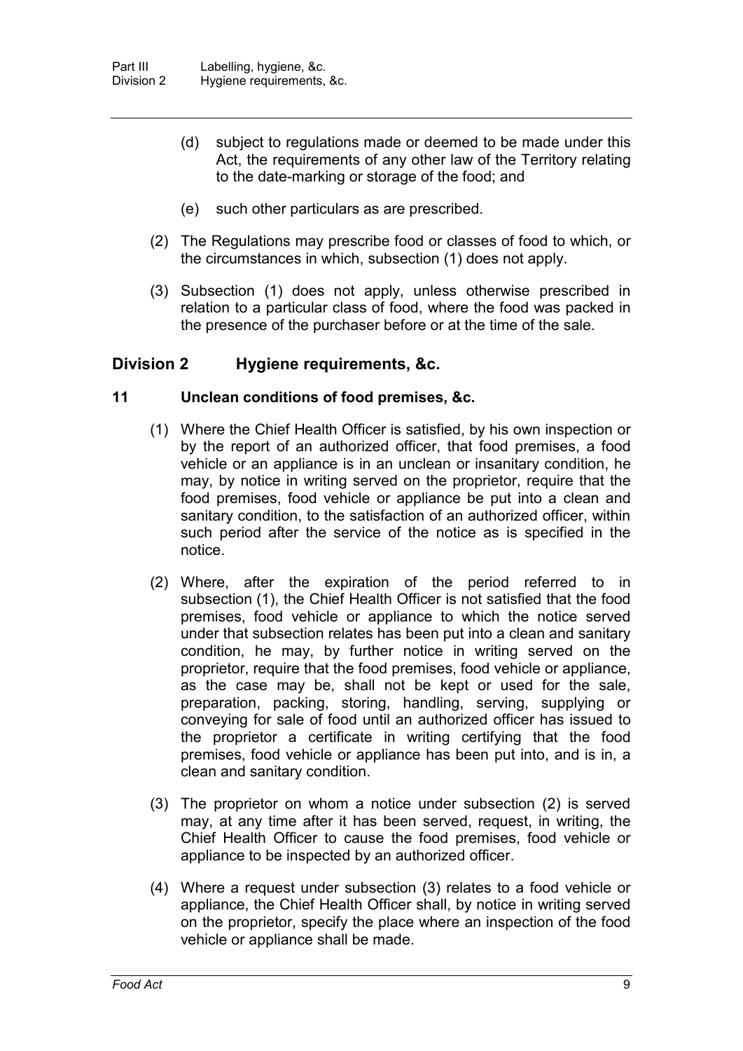(d) subject to regulations made or deemed to be made under this Act, the requirements of any other law of the Territory relating to the date-marking or storage of the food; and

(e) such other particulars as are prescribed.

(2) The Regulations may prescribe food or classes of food to which, or the circumstances in which, subsection (1) does not apply.

(3) Subsection (1) does not apply, unless otherwise prescribed in relation to a particular class of food, where the food was packed in the presence of the purchaser before or at the time of the sale.

## Division 2 Hygiene requirements, &c.

### 11 Unclean conditions of food premises, &c.

(1) Where the Chief Health Officer is satisfied, by his own inspection or by the report of an authorized officer, that food premises, a food vehicle or an appliance is in an unclean or insanitary condition, he may, by notice in writing served on the proprietor, require that the food premises, food vehicle or appliance be put into a clean and sanitary condition, to the satisfaction of an authorized officer, within such period after the service of the notice as is specified in the notice.

(2) Where, after the expiration of the period referred to in subsection (1), the Chief Health Officer is not satisfied that the food premises, food vehicle or appliance to which the notice served under that subsection relates has been put into a clean and sanitary condition, he may, by further notice in writing served on the proprietor, require that the food premises, food vehicle or appliance, as the case may be, shall not be kept or used for the sale, preparation, packing, storing, handling, serving, supplying or conveying for sale of food until an authorized officer has issued to the proprietor a certificate in writing certifying that the food premises, food vehicle or appliance has been put into, and is in, a clean and sanitary condition.

(3) The proprietor on whom a notice under subsection (2) is served may, at any time after it has been served, request, in writing, the Chief Health Officer to cause the food premises, food vehicle or appliance to be inspected by an authorized officer.

(4) Where a request under subsection (3) relates to a food vehicle or appliance, the Chief Health Officer shall, by notice in writing served on the proprietor, specify the place where an inspection of the food vehicle or appliance shall be made.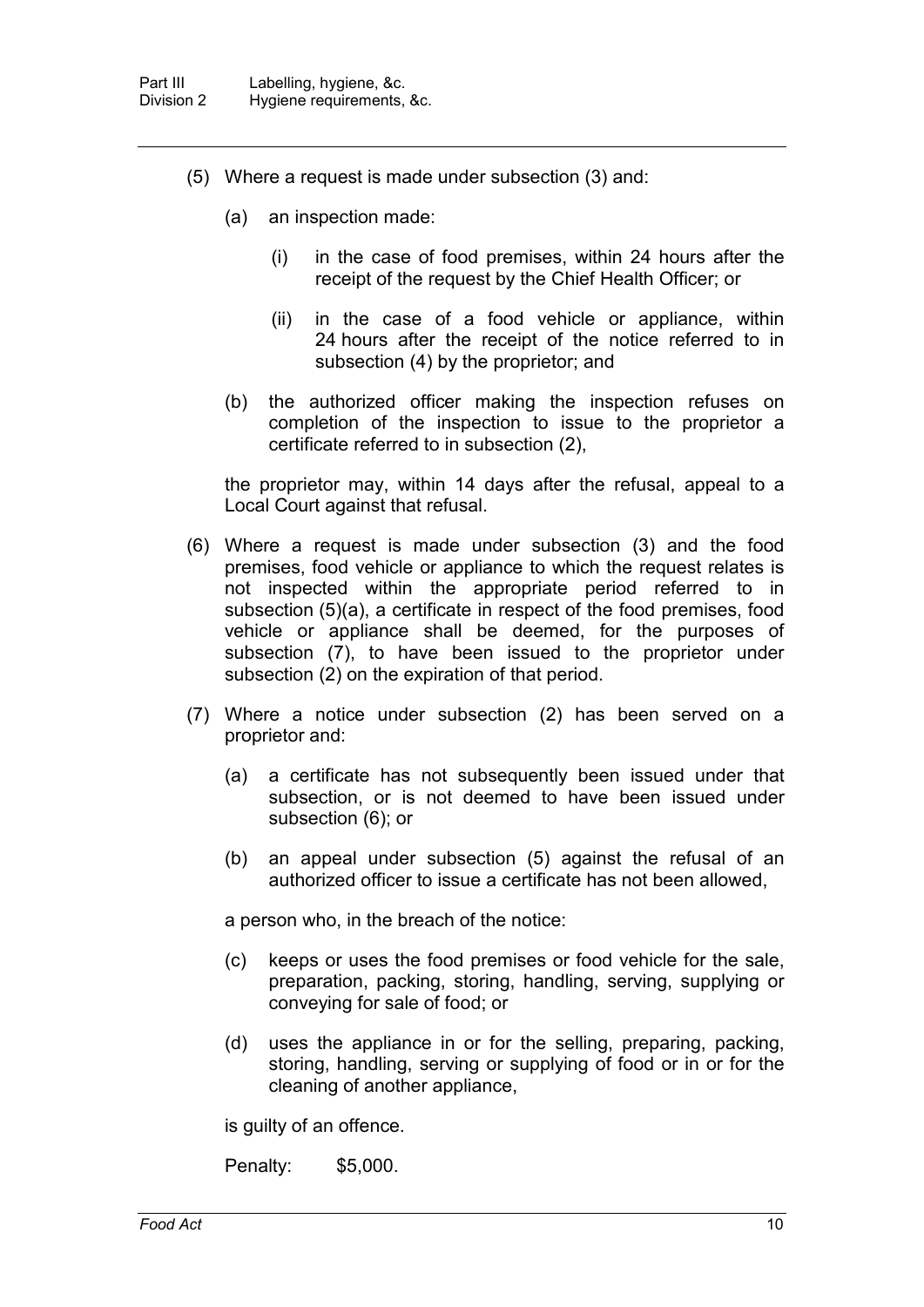(5) Where a request is made under subsection (3) and:

   (a) an inspection made:

      (i) in the case of food premises, within 24 hours after the receipt of the request by the Chief Health Officer; or

      (ii) in the case of a food vehicle or appliance, within 24 hours after the receipt of the notice referred to in subsection (4) by the proprietor; and

   (b) the authorized officer making the inspection refuses on completion of the inspection to issue to the proprietor a certificate referred to in subsection (2),

   the proprietor may, within 14 days after the refusal, appeal to a Local Court against that refusal.

(6) Where a request is made under subsection (3) and the food premises, food vehicle or appliance to which the request relates is not inspected within the appropriate period referred to in subsection (5)(a), a certificate in respect of the food premises, food vehicle or appliance shall be deemed, for the purposes of subsection (7), to have been issued to the proprietor under subsection (2) on the expiration of that period.

(7) Where a notice under subsection (2) has been served on a proprietor and:

   (a) a certificate has not subsequently been issued under that subsection, or is not deemed to have been issued under subsection (6); or

   (b) an appeal under subsection (5) against the refusal of an authorized officer to issue a certificate has not been allowed,

   a person who, in the breach of the notice:

   (c) keeps or uses the food premises or food vehicle for the sale, preparation, packing, storing, handling, serving, supplying or conveying for sale of food; or

   (d) uses the appliance in or for the selling, preparing, packing, storing, handling, serving or supplying of food or in or for the cleaning of another appliance,

   is guilty of an offence.

   Penalty: $5,000.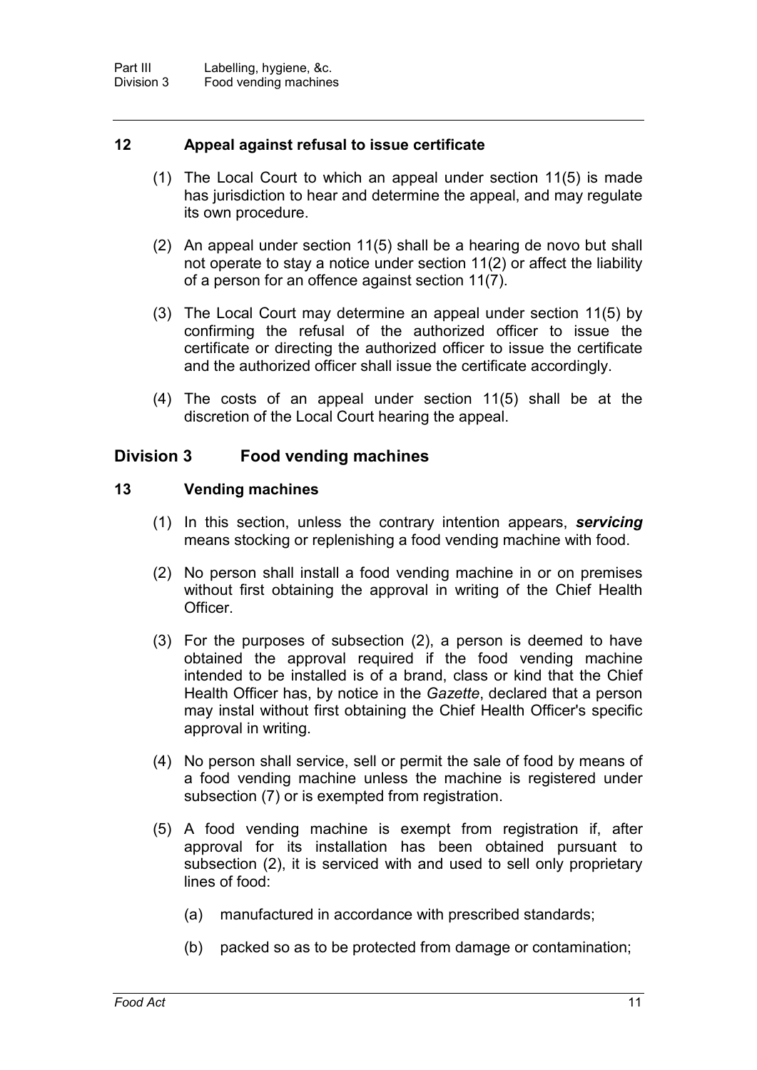### 12 Appeal against refusal to issue certificate

(1) The Local Court to which an appeal under section 11(5) is made has jurisdiction to hear and determine the appeal, and may regulate its own procedure.

(2) An appeal under section 11(5) shall be a hearing de novo but shall not operate to stay a notice under section 11(2) or affect the liability of a person for an offence against section 11(7).

(3) The Local Court may determine an appeal under section 11(5) by confirming the refusal of the authorized officer to issue the certificate or directing the authorized officer to issue the certificate and the authorized officer shall issue the certificate accordingly.

(4) The costs of an appeal under section 11(5) shall be at the discretion of the Local Court hearing the appeal.

## Division 3 Food vending machines

### 13 Vending machines

(1) In this section, unless the contrary intention appears, ***servicing*** means stocking or replenishing a food vending machine with food.

(2) No person shall install a food vending machine in or on premises without first obtaining the approval in writing of the Chief Health Officer.

(3) For the purposes of subsection (2), a person is deemed to have obtained the approval required if the food vending machine intended to be installed is of a brand, class or kind that the Chief Health Officer has, by notice in the *Gazette*, declared that a person may instal without first obtaining the Chief Health Officer's specific approval in writing.

(4) No person shall service, sell or permit the sale of food by means of a food vending machine unless the machine is registered under subsection (7) or is exempted from registration.

(5) A food vending machine is exempt from registration if, after approval for its installation has been obtained pursuant to subsection (2), it is serviced with and used to sell only proprietary lines of food:

(a) manufactured in accordance with prescribed standards;

(b) packed so as to be protected from damage or contamination;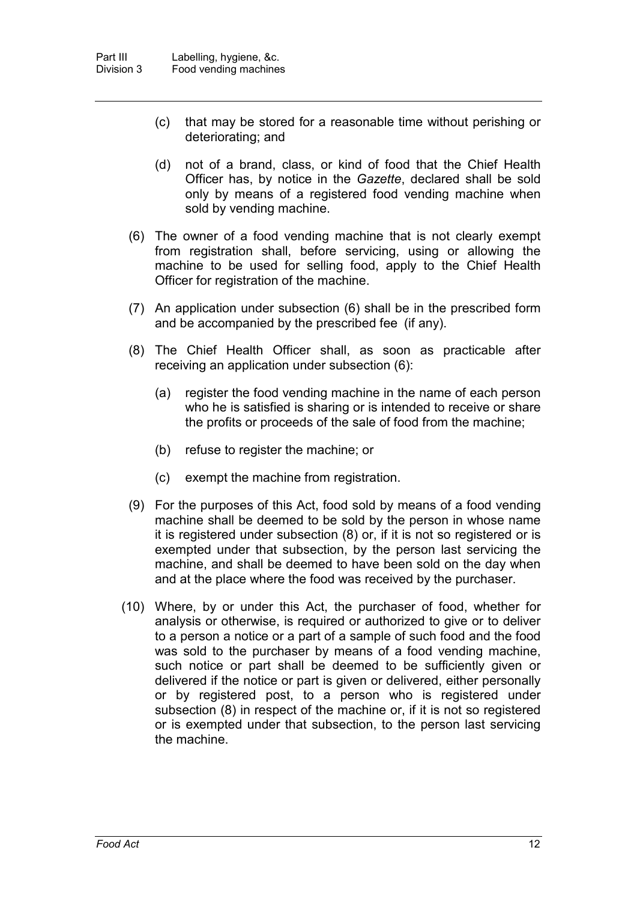(c) that may be stored for a reasonable time without perishing or deteriorating; and

(d) not of a brand, class, or kind of food that the Chief Health Officer has, by notice in the *Gazette*, declared shall be sold only by means of a registered food vending machine when sold by vending machine.

(6) The owner of a food vending machine that is not clearly exempt from registration shall, before servicing, using or allowing the machine to be used for selling food, apply to the Chief Health Officer for registration of the machine.

(7) An application under subsection (6) shall be in the prescribed form and be accompanied by the prescribed fee (if any).

(8) The Chief Health Officer shall, as soon as practicable after receiving an application under subsection (6):

(a) register the food vending machine in the name of each person who he is satisfied is sharing or is intended to receive or share the profits or proceeds of the sale of food from the machine;

(b) refuse to register the machine; or

(c) exempt the machine from registration.

(9) For the purposes of this Act, food sold by means of a food vending machine shall be deemed to be sold by the person in whose name it is registered under subsection (8) or, if it is not so registered or is exempted under that subsection, by the person last servicing the machine, and shall be deemed to have been sold on the day when and at the place where the food was received by the purchaser.

(10) Where, by or under this Act, the purchaser of food, whether for analysis or otherwise, is required or authorized to give or to deliver to a person a notice or a part of a sample of such food and the food was sold to the purchaser by means of a food vending machine, such notice or part shall be deemed to be sufficiently given or delivered if the notice or part is given or delivered, either personally or by registered post, to a person who is registered under subsection (8) in respect of the machine or, if it is not so registered or is exempted under that subsection, to the person last servicing the machine.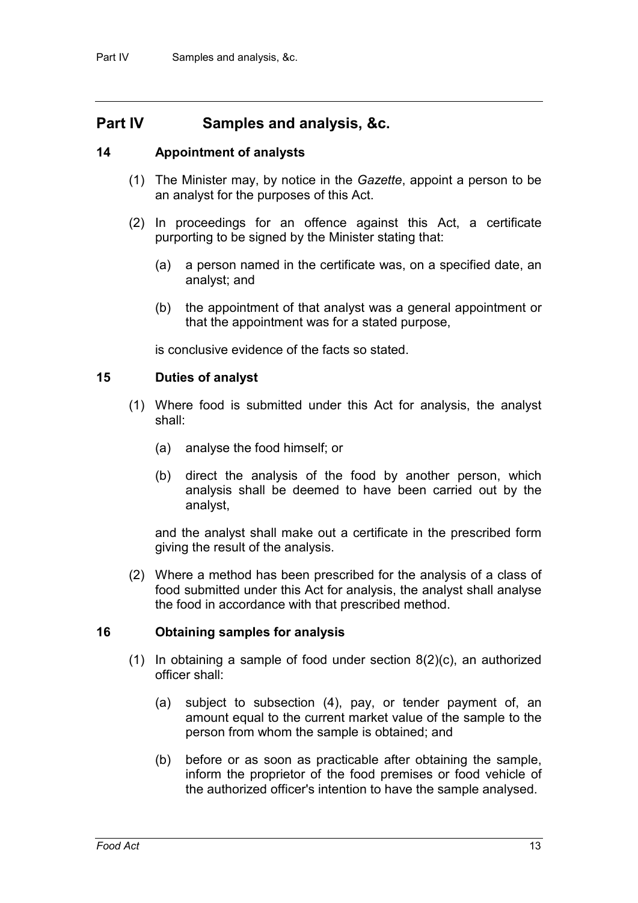## Part IV Samples and analysis, &c.

### 14 Appointment of analysts

(1) The Minister may, by notice in the *Gazette*, appoint a person to be an analyst for the purposes of this Act.

(2) In proceedings for an offence against this Act, a certificate purporting to be signed by the Minister stating that:

(a) a person named in the certificate was, on a specified date, an analyst; and

(b) the appointment of that analyst was a general appointment or that the appointment was for a stated purpose,

is conclusive evidence of the facts so stated.

### 15 Duties of analyst

(1) Where food is submitted under this Act for analysis, the analyst shall:

(a) analyse the food himself; or

(b) direct the analysis of the food by another person, which analysis shall be deemed to have been carried out by the analyst,

and the analyst shall make out a certificate in the prescribed form giving the result of the analysis.

(2) Where a method has been prescribed for the analysis of a class of food submitted under this Act for analysis, the analyst shall analyse the food in accordance with that prescribed method.

### 16 Obtaining samples for analysis

(1) In obtaining a sample of food under section 8(2)(c), an authorized officer shall:

(a) subject to subsection (4), pay, or tender payment of, an amount equal to the current market value of the sample to the person from whom the sample is obtained; and

(b) before or as soon as practicable after obtaining the sample, inform the proprietor of the food premises or food vehicle of the authorized officer's intention to have the sample analysed.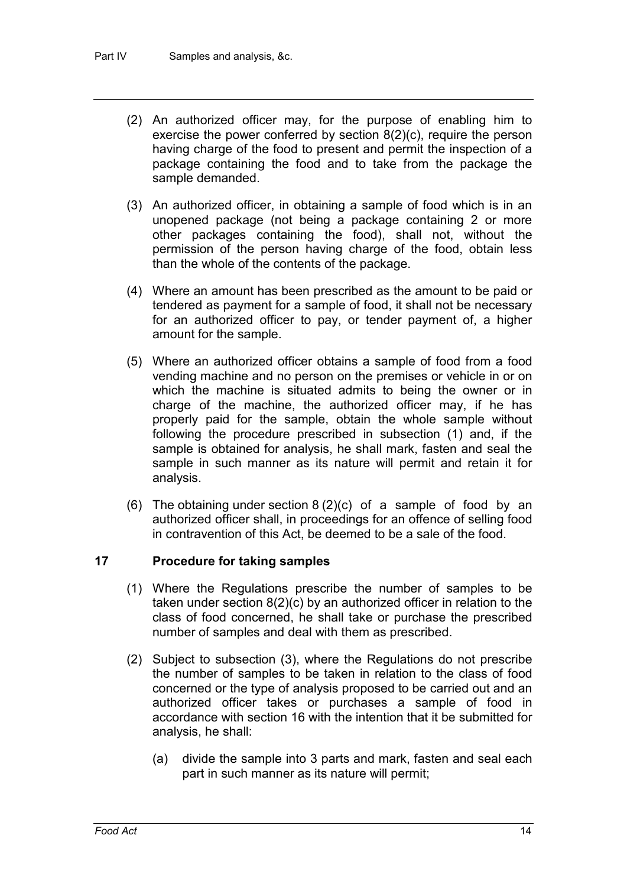(2) An authorized officer may, for the purpose of enabling him to exercise the power conferred by section 8(2)(c), require the person having charge of the food to present and permit the inspection of a package containing the food and to take from the package the sample demanded.

(3) An authorized officer, in obtaining a sample of food which is in an unopened package (not being a package containing 2 or more other packages containing the food), shall not, without the permission of the person having charge of the food, obtain less than the whole of the contents of the package.

(4) Where an amount has been prescribed as the amount to be paid or tendered as payment for a sample of food, it shall not be necessary for an authorized officer to pay, or tender payment of, a higher amount for the sample.

(5) Where an authorized officer obtains a sample of food from a food vending machine and no person on the premises or vehicle in or on which the machine is situated admits to being the owner or in charge of the machine, the authorized officer may, if he has properly paid for the sample, obtain the whole sample without following the procedure prescribed in subsection (1) and, if the sample is obtained for analysis, he shall mark, fasten and seal the sample in such manner as its nature will permit and retain it for analysis.

(6) The obtaining under section 8 (2)(c) of a sample of food by an authorized officer shall, in proceedings for an offence of selling food in contravention of this Act, be deemed to be a sale of the food.

## 17 Procedure for taking samples

(1) Where the Regulations prescribe the number of samples to be taken under section 8(2)(c) by an authorized officer in relation to the class of food concerned, he shall take or purchase the prescribed number of samples and deal with them as prescribed.

(2) Subject to subsection (3), where the Regulations do not prescribe the number of samples to be taken in relation to the class of food concerned or the type of analysis proposed to be carried out and an authorized officer takes or purchases a sample of food in accordance with section 16 with the intention that it be submitted for analysis, he shall:

(a) divide the sample into 3 parts and mark, fasten and seal each part in such manner as its nature will permit;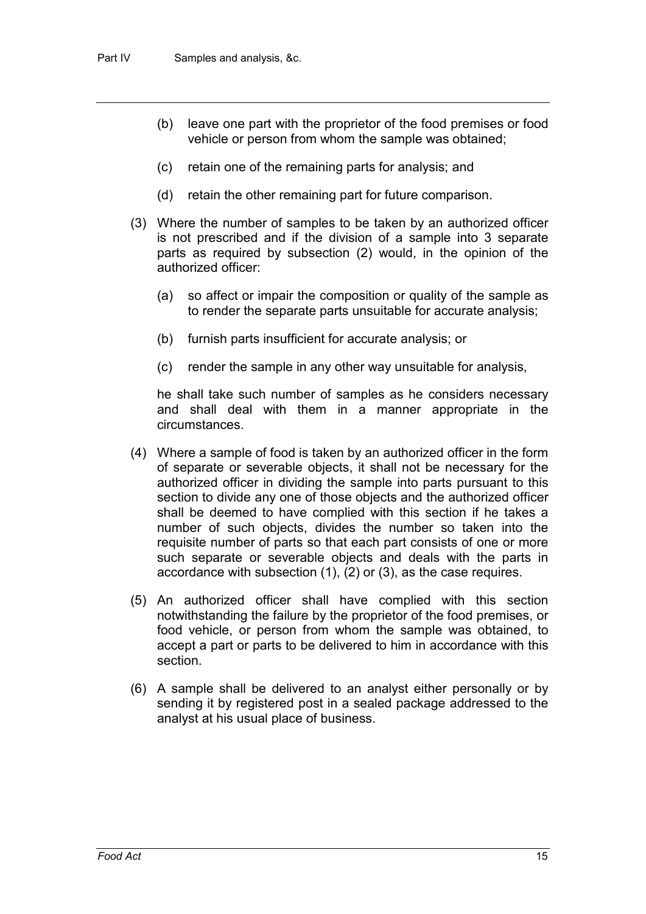(b) leave one part with the proprietor of the food premises or food vehicle or person from whom the sample was obtained;

(c) retain one of the remaining parts for analysis; and

(d) retain the other remaining part for future comparison.

(3) Where the number of samples to be taken by an authorized officer is not prescribed and if the division of a sample into 3 separate parts as required by subsection (2) would, in the opinion of the authorized officer:

(a) so affect or impair the composition or quality of the sample as to render the separate parts unsuitable for accurate analysis;

(b) furnish parts insufficient for accurate analysis; or

(c) render the sample in any other way unsuitable for analysis,

he shall take such number of samples as he considers necessary and shall deal with them in a manner appropriate in the circumstances.

(4) Where a sample of food is taken by an authorized officer in the form of separate or severable objects, it shall not be necessary for the authorized officer in dividing the sample into parts pursuant to this section to divide any one of those objects and the authorized officer shall be deemed to have complied with this section if he takes a number of such objects, divides the number so taken into the requisite number of parts so that each part consists of one or more such separate or severable objects and deals with the parts in accordance with subsection (1), (2) or (3), as the case requires.

(5) An authorized officer shall have complied with this section notwithstanding the failure by the proprietor of the food premises, or food vehicle, or person from whom the sample was obtained, to accept a part or parts to be delivered to him in accordance with this section.

(6) A sample shall be delivered to an analyst either personally or by sending it by registered post in a sealed package addressed to the analyst at his usual place of business.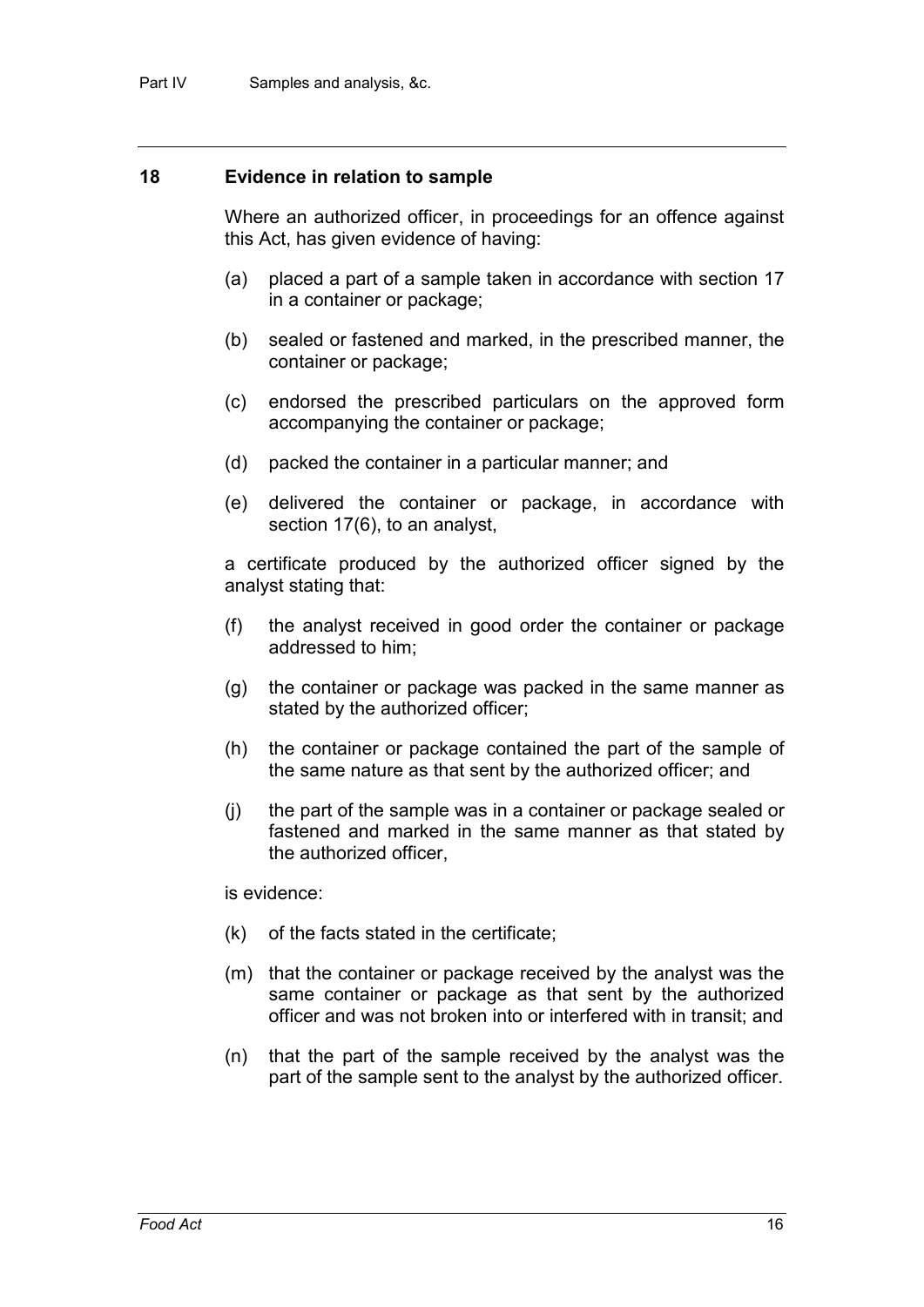## 18 Evidence in relation to sample

Where an authorized officer, in proceedings for an offence against this Act, has given evidence of having:

(a) placed a part of a sample taken in accordance with section 17 in a container or package;

(b) sealed or fastened and marked, in the prescribed manner, the container or package;

(c) endorsed the prescribed particulars on the approved form accompanying the container or package;

(d) packed the container in a particular manner; and

(e) delivered the container or package, in accordance with section 17(6), to an analyst,

a certificate produced by the authorized officer signed by the analyst stating that:

(f) the analyst received in good order the container or package addressed to him;

(g) the container or package was packed in the same manner as stated by the authorized officer;

(h) the container or package contained the part of the sample of the same nature as that sent by the authorized officer; and

(j) the part of the sample was in a container or package sealed or fastened and marked in the same manner as that stated by the authorized officer,

is evidence:

(k) of the facts stated in the certificate;

(m) that the container or package received by the analyst was the same container or package as that sent by the authorized officer and was not broken into or interfered with in transit; and

(n) that the part of the sample received by the analyst was the part of the sample sent to the analyst by the authorized officer.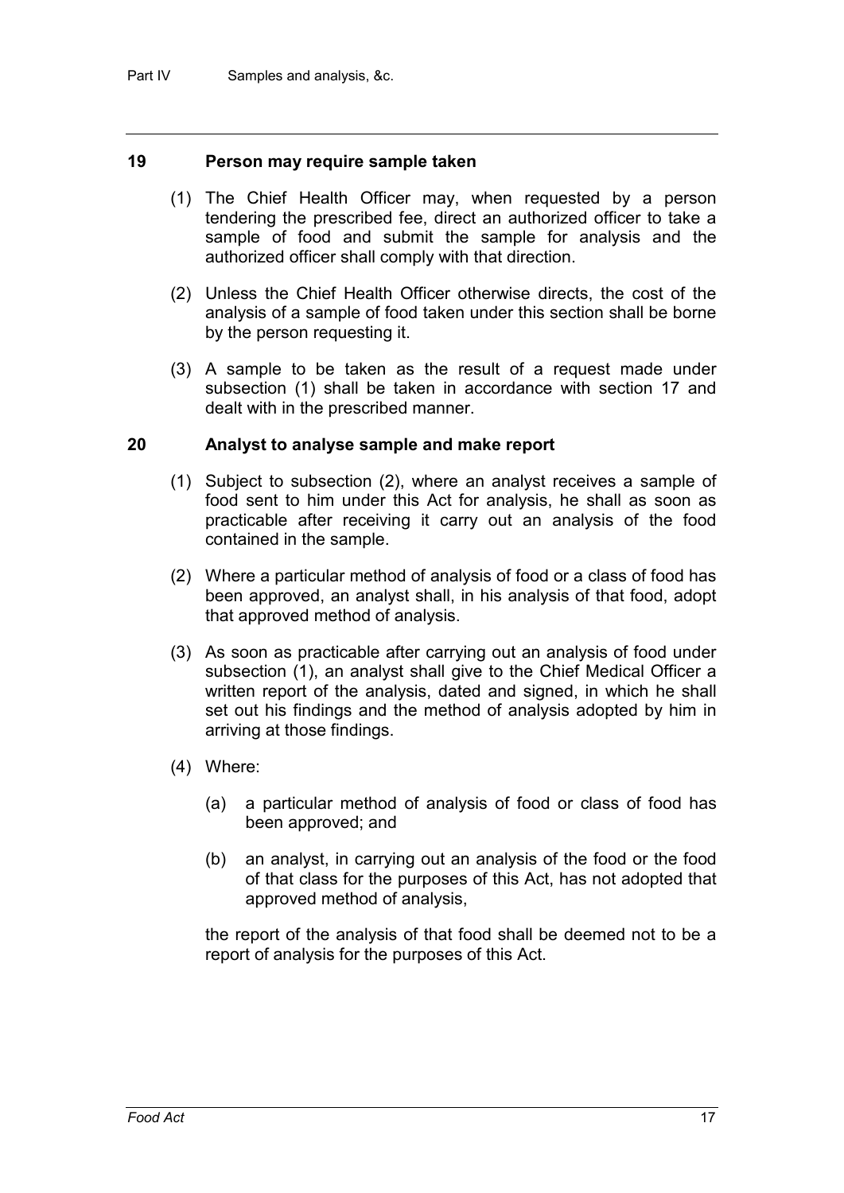## 19 Person may require sample taken

(1) The Chief Health Officer may, when requested by a person tendering the prescribed fee, direct an authorized officer to take a sample of food and submit the sample for analysis and the authorized officer shall comply with that direction.

(2) Unless the Chief Health Officer otherwise directs, the cost of the analysis of a sample of food taken under this section shall be borne by the person requesting it.

(3) A sample to be taken as the result of a request made under subsection (1) shall be taken in accordance with section 17 and dealt with in the prescribed manner.

## 20 Analyst to analyse sample and make report

(1) Subject to subsection (2), where an analyst receives a sample of food sent to him under this Act for analysis, he shall as soon as practicable after receiving it carry out an analysis of the food contained in the sample.

(2) Where a particular method of analysis of food or a class of food has been approved, an analyst shall, in his analysis of that food, adopt that approved method of analysis.

(3) As soon as practicable after carrying out an analysis of food under subsection (1), an analyst shall give to the Chief Medical Officer a written report of the analysis, dated and signed, in which he shall set out his findings and the method of analysis adopted by him in arriving at those findings.

(4) Where:

(a) a particular method of analysis of food or class of food has been approved; and

(b) an analyst, in carrying out an analysis of the food or the food of that class for the purposes of this Act, has not adopted that approved method of analysis,

the report of the analysis of that food shall be deemed not to be a report of analysis for the purposes of this Act.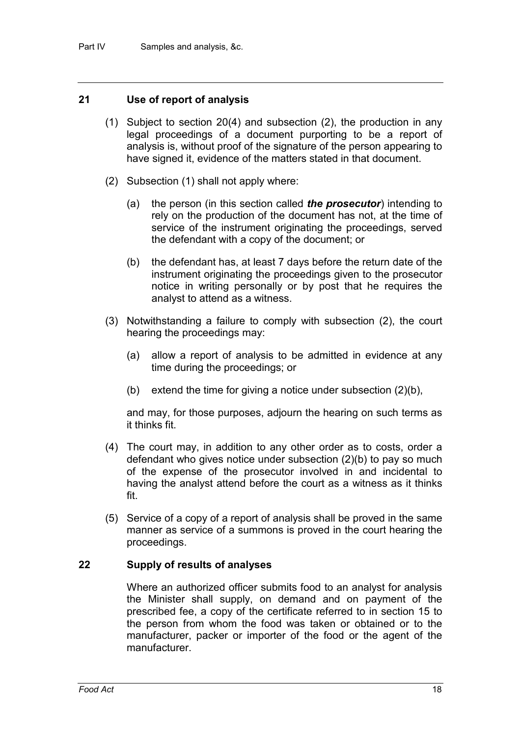## 21 Use of report of analysis

(1) Subject to section 20(4) and subsection (2), the production in any legal proceedings of a document purporting to be a report of analysis is, without proof of the signature of the person appearing to have signed it, evidence of the matters stated in that document.

(2) Subsection (1) shall not apply where:

(a) the person (in this section called ***the prosecutor***) intending to rely on the production of the document has not, at the time of service of the instrument originating the proceedings, served the defendant with a copy of the document; or

(b) the defendant has, at least 7 days before the return date of the instrument originating the proceedings given to the prosecutor notice in writing personally or by post that he requires the analyst to attend as a witness.

(3) Notwithstanding a failure to comply with subsection (2), the court hearing the proceedings may:

(a) allow a report of analysis to be admitted in evidence at any time during the proceedings; or

(b) extend the time for giving a notice under subsection (2)(b),

and may, for those purposes, adjourn the hearing on such terms as it thinks fit.

(4) The court may, in addition to any other order as to costs, order a defendant who gives notice under subsection (2)(b) to pay so much of the expense of the prosecutor involved in and incidental to having the analyst attend before the court as a witness as it thinks fit.

(5) Service of a copy of a report of analysis shall be proved in the same manner as service of a summons is proved in the court hearing the proceedings.

## 22 Supply of results of analyses

Where an authorized officer submits food to an analyst for analysis the Minister shall supply, on demand and on payment of the prescribed fee, a copy of the certificate referred to in section 15 to the person from whom the food was taken or obtained or to the manufacturer, packer or importer of the food or the agent of the manufacturer.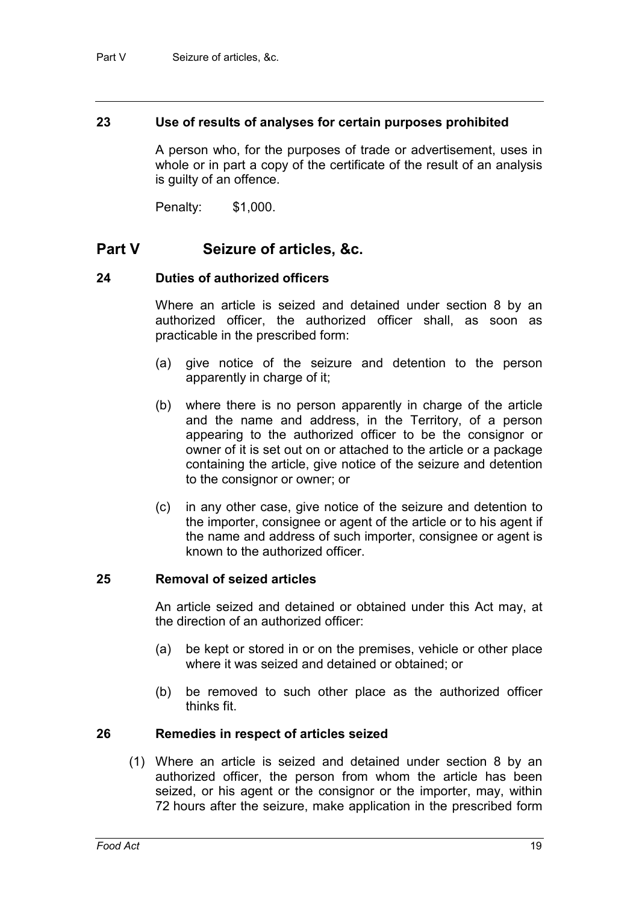### 23 Use of results of analyses for certain purposes prohibited

A person who, for the purposes of trade or advertisement, uses in whole or in part a copy of the certificate of the result of an analysis is guilty of an offence.

Penalty: $1,000.

## Part V Seizure of articles, &c.

### 24 Duties of authorized officers

Where an article is seized and detained under section 8 by an authorized officer, the authorized officer shall, as soon as practicable in the prescribed form:

(a) give notice of the seizure and detention to the person apparently in charge of it;

(b) where there is no person apparently in charge of the article and the name and address, in the Territory, of a person appearing to the authorized officer to be the consignor or owner of it is set out on or attached to the article or a package containing the article, give notice of the seizure and detention to the consignor or owner; or

(c) in any other case, give notice of the seizure and detention to the importer, consignee or agent of the article or to his agent if the name and address of such importer, consignee or agent is known to the authorized officer.

### 25 Removal of seized articles

An article seized and detained or obtained under this Act may, at the direction of an authorized officer:

(a) be kept or stored in or on the premises, vehicle or other place where it was seized and detained or obtained; or

(b) be removed to such other place as the authorized officer thinks fit.

### 26 Remedies in respect of articles seized

(1) Where an article is seized and detained under section 8 by an authorized officer, the person from whom the article has been seized, or his agent or the consignor or the importer, may, within 72 hours after the seizure, make application in the prescribed form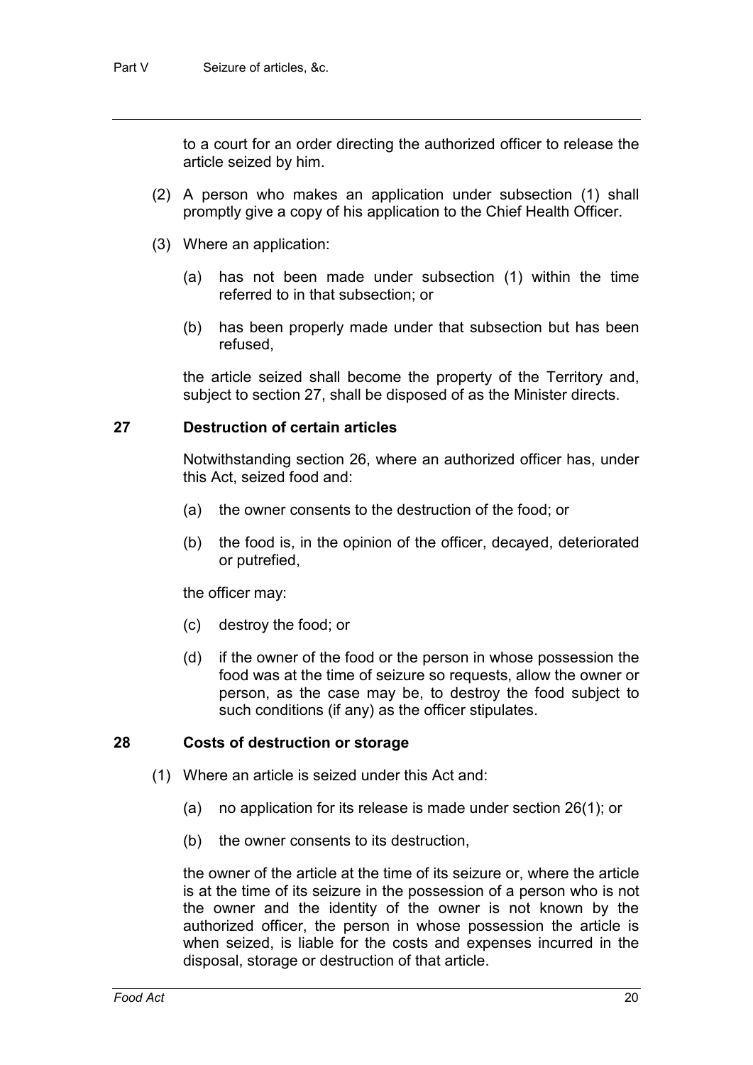to a court for an order directing the authorized officer to release the article seized by him.

(2) A person who makes an application under subsection (1) shall promptly give a copy of his application to the Chief Health Officer.

(3) Where an application:

(a) has not been made under subsection (1) within the time referred to in that subsection; or

(b) has been properly made under that subsection but has been refused,

the article seized shall become the property of the Territory and, subject to section 27, shall be disposed of as the Minister directs.

## 27 Destruction of certain articles

Notwithstanding section 26, where an authorized officer has, under this Act, seized food and:

(a) the owner consents to the destruction of the food; or

(b) the food is, in the opinion of the officer, decayed, deteriorated or putrefied,

the officer may:

(c) destroy the food; or

(d) if the owner of the food or the person in whose possession the food was at the time of seizure so requests, allow the owner or person, as the case may be, to destroy the food subject to such conditions (if any) as the officer stipulates.

## 28 Costs of destruction or storage

(1) Where an article is seized under this Act and:

(a) no application for its release is made under section 26(1); or

(b) the owner consents to its destruction,

the owner of the article at the time of its seizure or, where the article is at the time of its seizure in the possession of a person who is not the owner and the identity of the owner is not known by the authorized officer, the person in whose possession the article is when seized, is liable for the costs and expenses incurred in the disposal, storage or destruction of that article.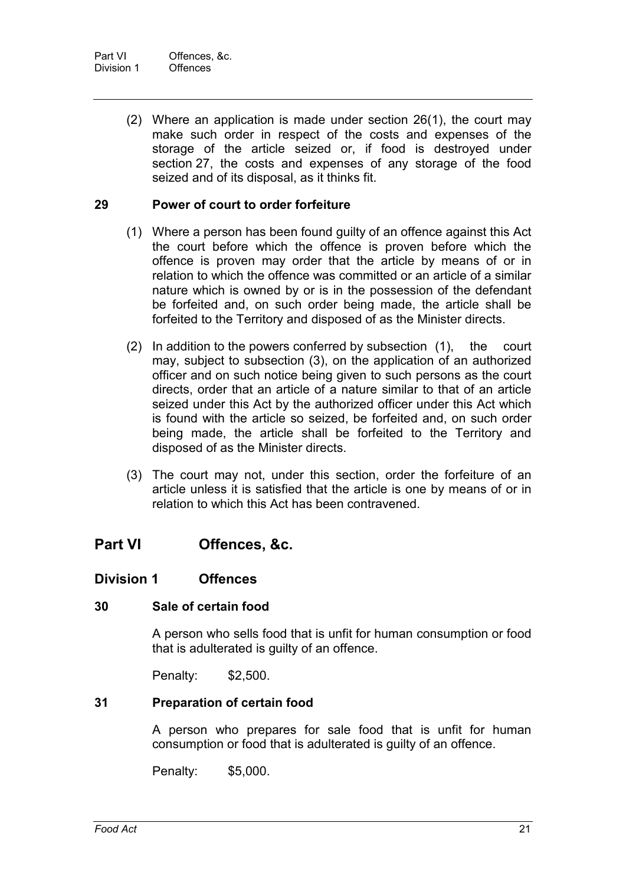(2) Where an application is made under section 26(1), the court may make such order in respect of the costs and expenses of the storage of the article seized or, if food is destroyed under section 27, the costs and expenses of any storage of the food seized and of its disposal, as it thinks fit.

### 29 Power of court to order forfeiture

(1) Where a person has been found guilty of an offence against this Act the court before which the offence is proven before which the offence is proven may order that the article by means of or in relation to which the offence was committed or an article of a similar nature which is owned by or is in the possession of the defendant be forfeited and, on such order being made, the article shall be forfeited to the Territory and disposed of as the Minister directs.

(2) In addition to the powers conferred by subsection (1), the court may, subject to subsection (3), on the application of an authorized officer and on such notice being given to such persons as the court directs, order that an article of a nature similar to that of an article seized under this Act by the authorized officer under this Act which is found with the article so seized, be forfeited and, on such order being made, the article shall be forfeited to the Territory and disposed of as the Minister directs.

(3) The court may not, under this section, order the forfeiture of an article unless it is satisfied that the article is one by means of or in relation to which this Act has been contravened.

# Part VI Offences, &c.

## Division 1 Offences

### 30 Sale of certain food

A person who sells food that is unfit for human consumption or food that is adulterated is guilty of an offence.

Penalty: $2,500.

### 31 Preparation of certain food

A person who prepares for sale food that is unfit for human consumption or food that is adulterated is guilty of an offence.

Penalty: $5,000.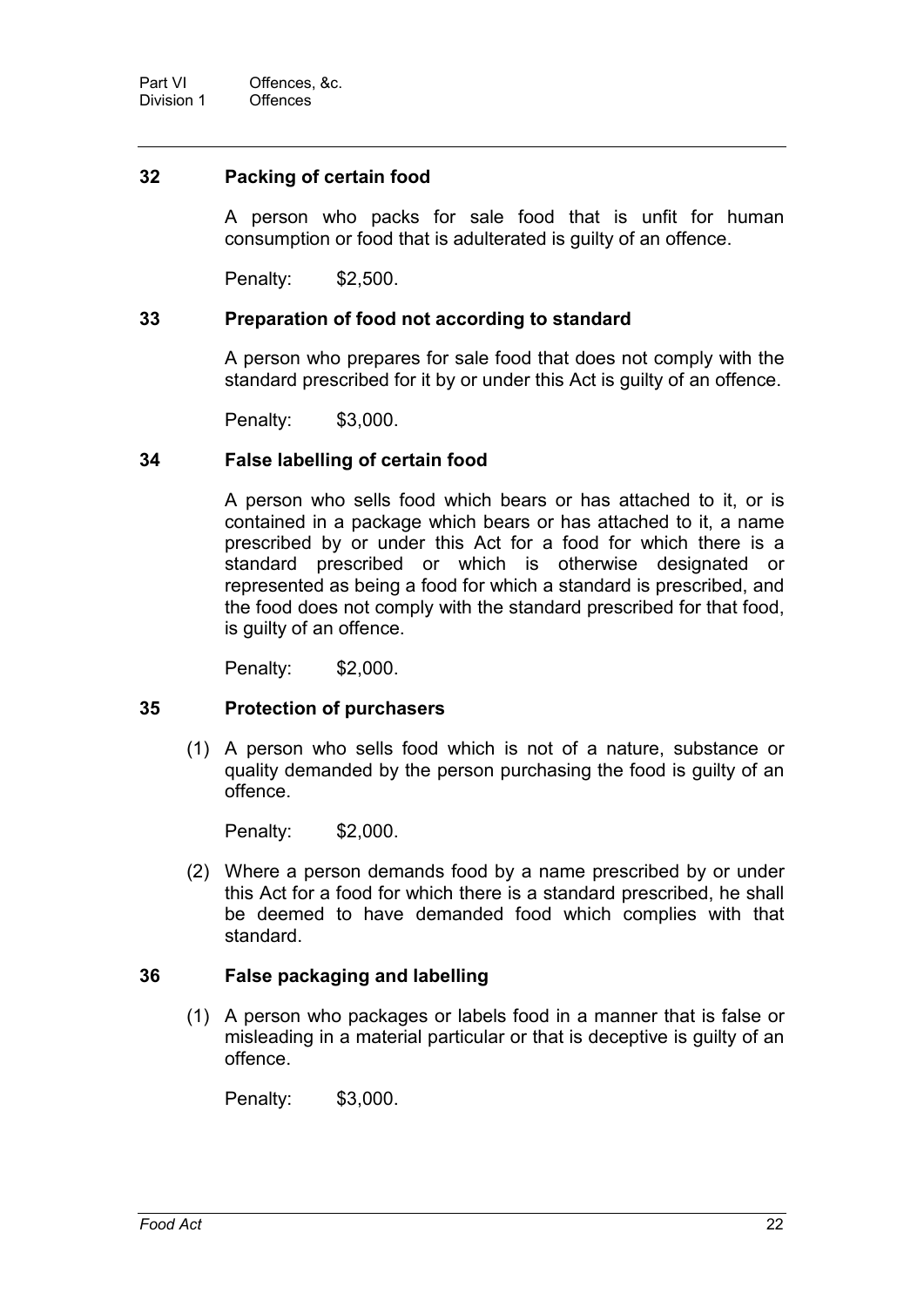### 32 Packing of certain food

A person who packs for sale food that is unfit for human consumption or food that is adulterated is guilty of an offence.

Penalty: $2,500.

### 33 Preparation of food not according to standard

A person who prepares for sale food that does not comply with the standard prescribed for it by or under this Act is guilty of an offence.

Penalty: $3,000.

### 34 False labelling of certain food

A person who sells food which bears or has attached to it, or is contained in a package which bears or has attached to it, a name prescribed by or under this Act for a food for which there is a standard prescribed or which is otherwise designated or represented as being a food for which a standard is prescribed, and the food does not comply with the standard prescribed for that food, is guilty of an offence.

Penalty: $2,000.

### 35 Protection of purchasers

(1) A person who sells food which is not of a nature, substance or quality demanded by the person purchasing the food is guilty of an offence.

Penalty: $2,000.

(2) Where a person demands food by a name prescribed by or under this Act for a food for which there is a standard prescribed, he shall be deemed to have demanded food which complies with that standard.

### 36 False packaging and labelling

(1) A person who packages or labels food in a manner that is false or misleading in a material particular or that is deceptive is guilty of an offence.

Penalty: $3,000.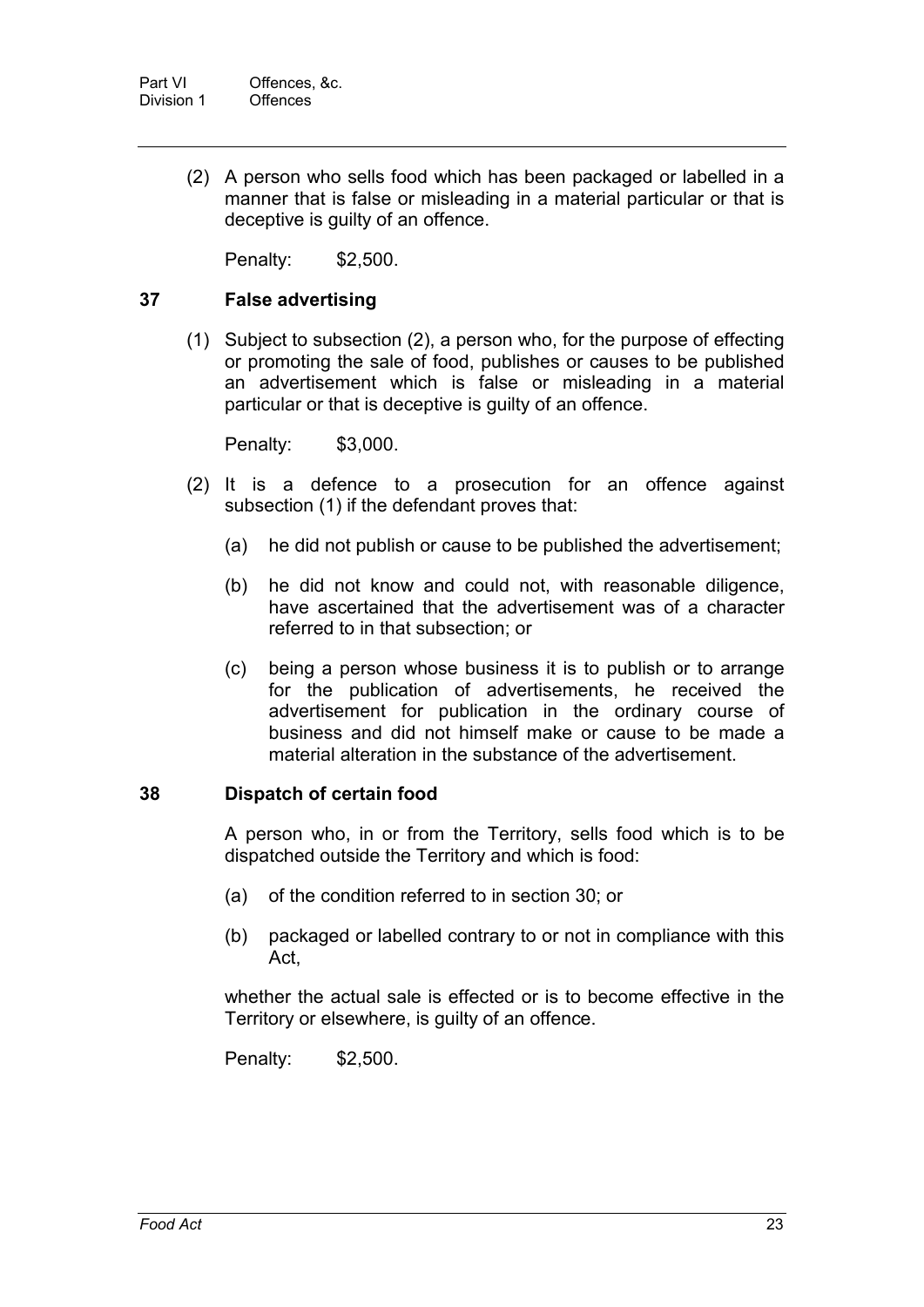(2) A person who sells food which has been packaged or labelled in a manner that is false or misleading in a material particular or that is deceptive is guilty of an offence.

Penalty: $2,500.

## 37 False advertising

(1) Subject to subsection (2), a person who, for the purpose of effecting or promoting the sale of food, publishes or causes to be published an advertisement which is false or misleading in a material particular or that is deceptive is guilty of an offence.

Penalty: $3,000.

(2) It is a defence to a prosecution for an offence against subsection (1) if the defendant proves that:

(a) he did not publish or cause to be published the advertisement;

(b) he did not know and could not, with reasonable diligence, have ascertained that the advertisement was of a character referred to in that subsection; or

(c) being a person whose business it is to publish or to arrange for the publication of advertisements, he received the advertisement for publication in the ordinary course of business and did not himself make or cause to be made a material alteration in the substance of the advertisement.

## 38 Dispatch of certain food

A person who, in or from the Territory, sells food which is to be dispatched outside the Territory and which is food:

(a) of the condition referred to in section 30; or

(b) packaged or labelled contrary to or not in compliance with this Act,

whether the actual sale is effected or is to become effective in the Territory or elsewhere, is guilty of an offence.

Penalty: $2,500.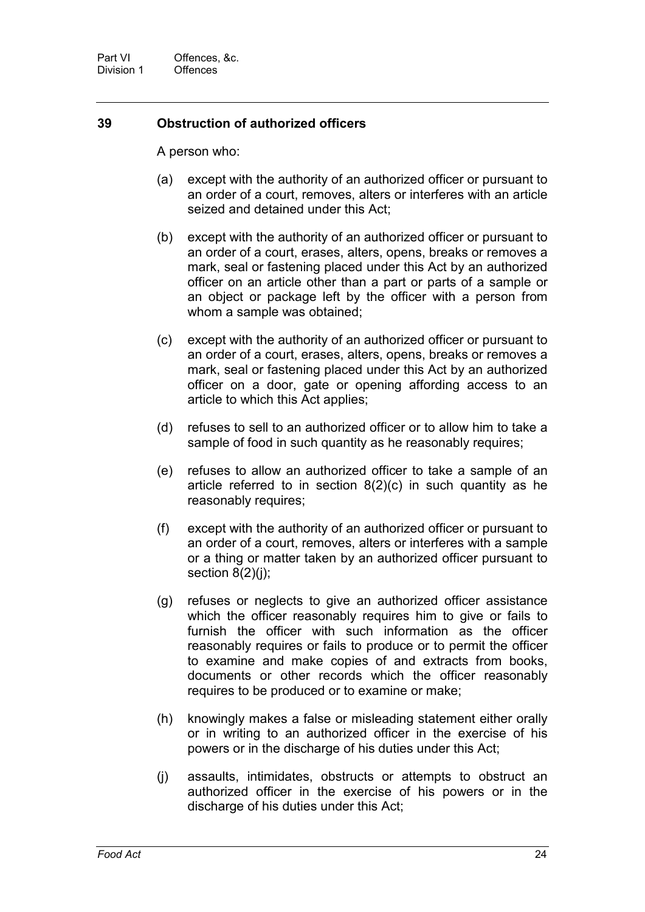## 39 Obstruction of authorized officers

A person who:

(a) except with the authority of an authorized officer or pursuant to an order of a court, removes, alters or interferes with an article seized and detained under this Act;

(b) except with the authority of an authorized officer or pursuant to an order of a court, erases, alters, opens, breaks or removes a mark, seal or fastening placed under this Act by an authorized officer on an article other than a part or parts of a sample or an object or package left by the officer with a person from whom a sample was obtained;

(c) except with the authority of an authorized officer or pursuant to an order of a court, erases, alters, opens, breaks or removes a mark, seal or fastening placed under this Act by an authorized officer on a door, gate or opening affording access to an article to which this Act applies;

(d) refuses to sell to an authorized officer or to allow him to take a sample of food in such quantity as he reasonably requires;

(e) refuses to allow an authorized officer to take a sample of an article referred to in section 8(2)(c) in such quantity as he reasonably requires;

(f) except with the authority of an authorized officer or pursuant to an order of a court, removes, alters or interferes with a sample or a thing or matter taken by an authorized officer pursuant to section 8(2)(j);

(g) refuses or neglects to give an authorized officer assistance which the officer reasonably requires him to give or fails to furnish the officer with such information as the officer reasonably requires or fails to produce or to permit the officer to examine and make copies of and extracts from books, documents or other records which the officer reasonably requires to be produced or to examine or make;

(h) knowingly makes a false or misleading statement either orally or in writing to an authorized officer in the exercise of his powers or in the discharge of his duties under this Act;

(j) assaults, intimidates, obstructs or attempts to obstruct an authorized officer in the exercise of his powers or in the discharge of his duties under this Act;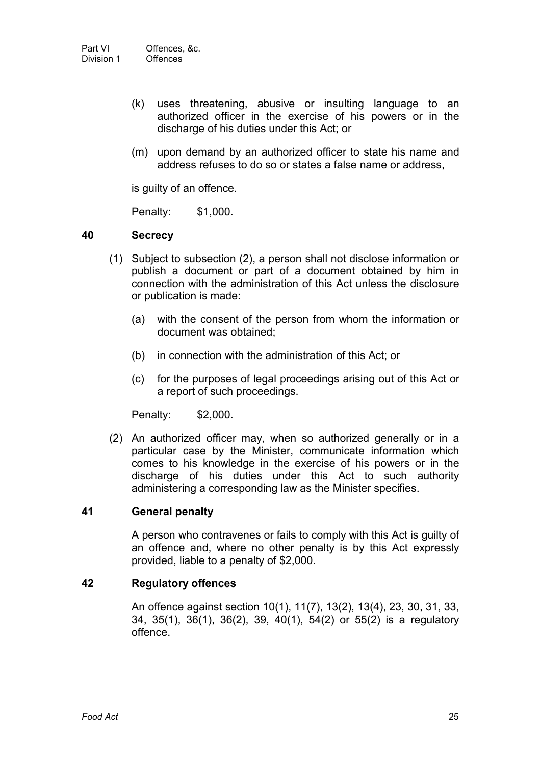(k) uses threatening, abusive or insulting language to an authorized officer in the exercise of his powers or in the discharge of his duties under this Act; or

(m) upon demand by an authorized officer to state his name and address refuses to do so or states a false name or address,

is guilty of an offence.

Penalty: $1,000.

### 40 Secrecy

(1) Subject to subsection (2), a person shall not disclose information or publish a document or part of a document obtained by him in connection with the administration of this Act unless the disclosure or publication is made:

(a) with the consent of the person from whom the information or document was obtained;

(b) in connection with the administration of this Act; or

(c) for the purposes of legal proceedings arising out of this Act or a report of such proceedings.

Penalty: $2,000.

(2) An authorized officer may, when so authorized generally or in a particular case by the Minister, communicate information which comes to his knowledge in the exercise of his powers or in the discharge of his duties under this Act to such authority administering a corresponding law as the Minister specifies.

### 41 General penalty

A person who contravenes or fails to comply with this Act is guilty of an offence and, where no other penalty is by this Act expressly provided, liable to a penalty of $2,000.

### 42 Regulatory offences

An offence against section 10(1), 11(7), 13(2), 13(4), 23, 30, 31, 33, 34, 35(1), 36(1), 36(2), 39, 40(1), 54(2) or 55(2) is a regulatory offence.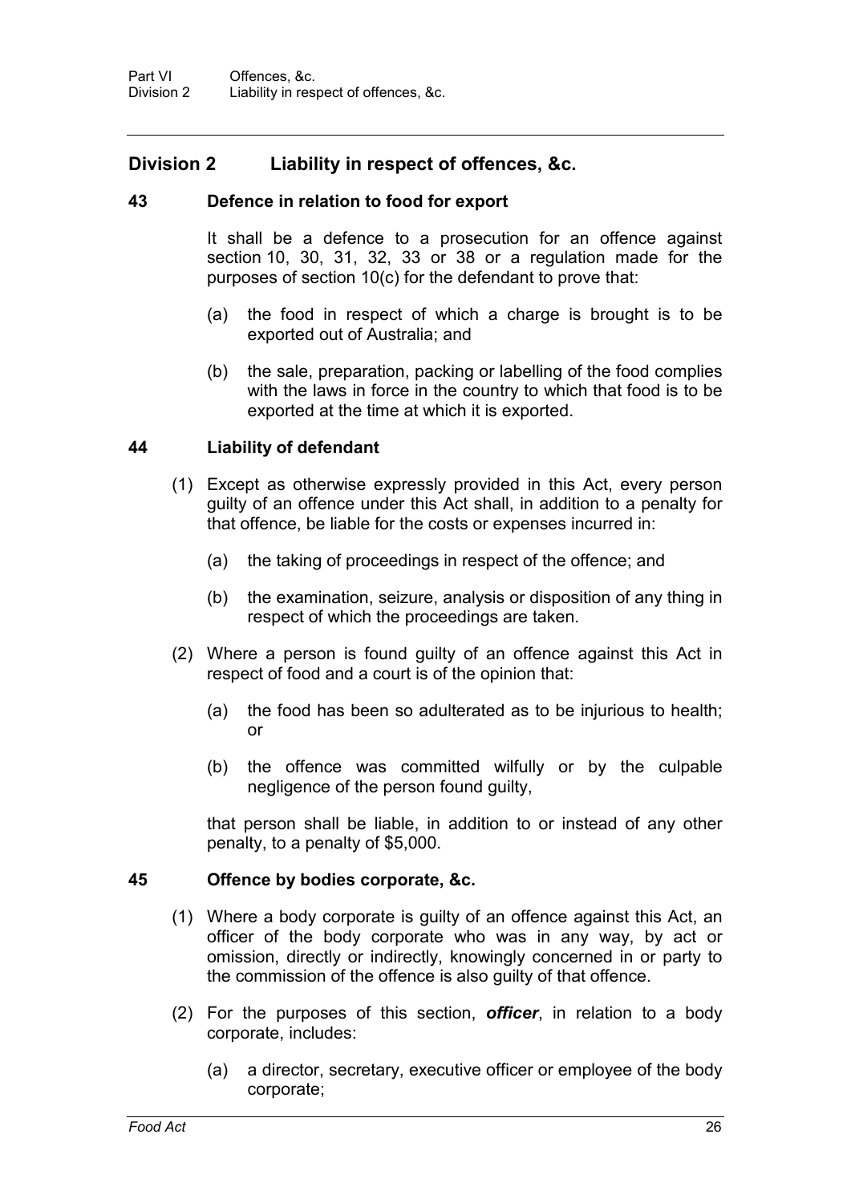## Division 2 Liability in respect of offences, &c.

### 43 Defence in relation to food for export

It shall be a defence to a prosecution for an offence against section 10, 30, 31, 32, 33 or 38 or a regulation made for the purposes of section 10(c) for the defendant to prove that:

(a) the food in respect of which a charge is brought is to be exported out of Australia; and

(b) the sale, preparation, packing or labelling of the food complies with the laws in force in the country to which that food is to be exported at the time at which it is exported.

### 44 Liability of defendant

(1) Except as otherwise expressly provided in this Act, every person guilty of an offence under this Act shall, in addition to a penalty for that offence, be liable for the costs or expenses incurred in:

(a) the taking of proceedings in respect of the offence; and

(b) the examination, seizure, analysis or disposition of any thing in respect of which the proceedings are taken.

(2) Where a person is found guilty of an offence against this Act in respect of food and a court is of the opinion that:

(a) the food has been so adulterated as to be injurious to health; or

(b) the offence was committed wilfully or by the culpable negligence of the person found guilty,

that person shall be liable, in addition to or instead of any other penalty, to a penalty of $5,000.

### 45 Offence by bodies corporate, &c.

(1) Where a body corporate is guilty of an offence against this Act, an officer of the body corporate who was in any way, by act or omission, directly or indirectly, knowingly concerned in or party to the commission of the offence is also guilty of that offence.

(2) For the purposes of this section, ***officer***, in relation to a body corporate, includes:

(a) a director, secretary, executive officer or employee of the body corporate;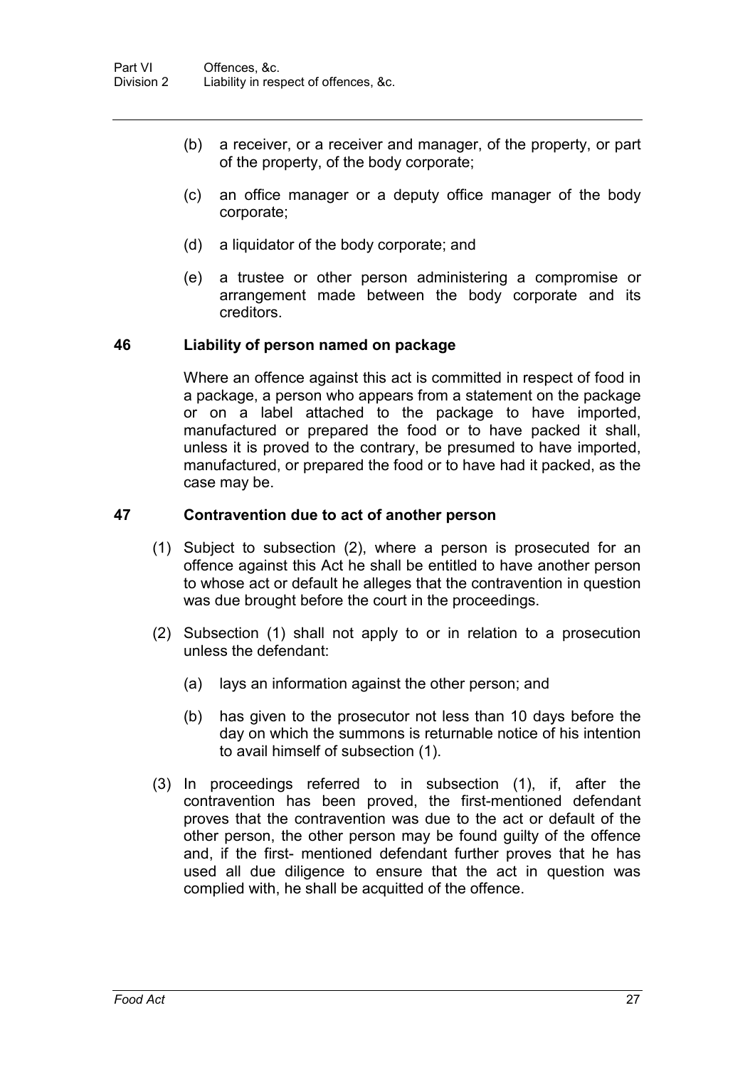(b) a receiver, or a receiver and manager, of the property, or part of the property, of the body corporate;

(c) an office manager or a deputy office manager of the body corporate;

(d) a liquidator of the body corporate; and

(e) a trustee or other person administering a compromise or arrangement made between the body corporate and its creditors.

## 46 Liability of person named on package

Where an offence against this act is committed in respect of food in a package, a person who appears from a statement on the package or on a label attached to the package to have imported, manufactured or prepared the food or to have packed it shall, unless it is proved to the contrary, be presumed to have imported, manufactured, or prepared the food or to have had it packed, as the case may be.

## 47 Contravention due to act of another person

(1) Subject to subsection (2), where a person is prosecuted for an offence against this Act he shall be entitled to have another person to whose act or default he alleges that the contravention in question was due brought before the court in the proceedings.

(2) Subsection (1) shall not apply to or in relation to a prosecution unless the defendant:

(a) lays an information against the other person; and

(b) has given to the prosecutor not less than 10 days before the day on which the summons is returnable notice of his intention to avail himself of subsection (1).

(3) In proceedings referred to in subsection (1), if, after the contravention has been proved, the first-mentioned defendant proves that the contravention was due to the act or default of the other person, the other person may be found guilty of the offence and, if the first- mentioned defendant further proves that he has used all due diligence to ensure that the act in question was complied with, he shall be acquitted of the offence.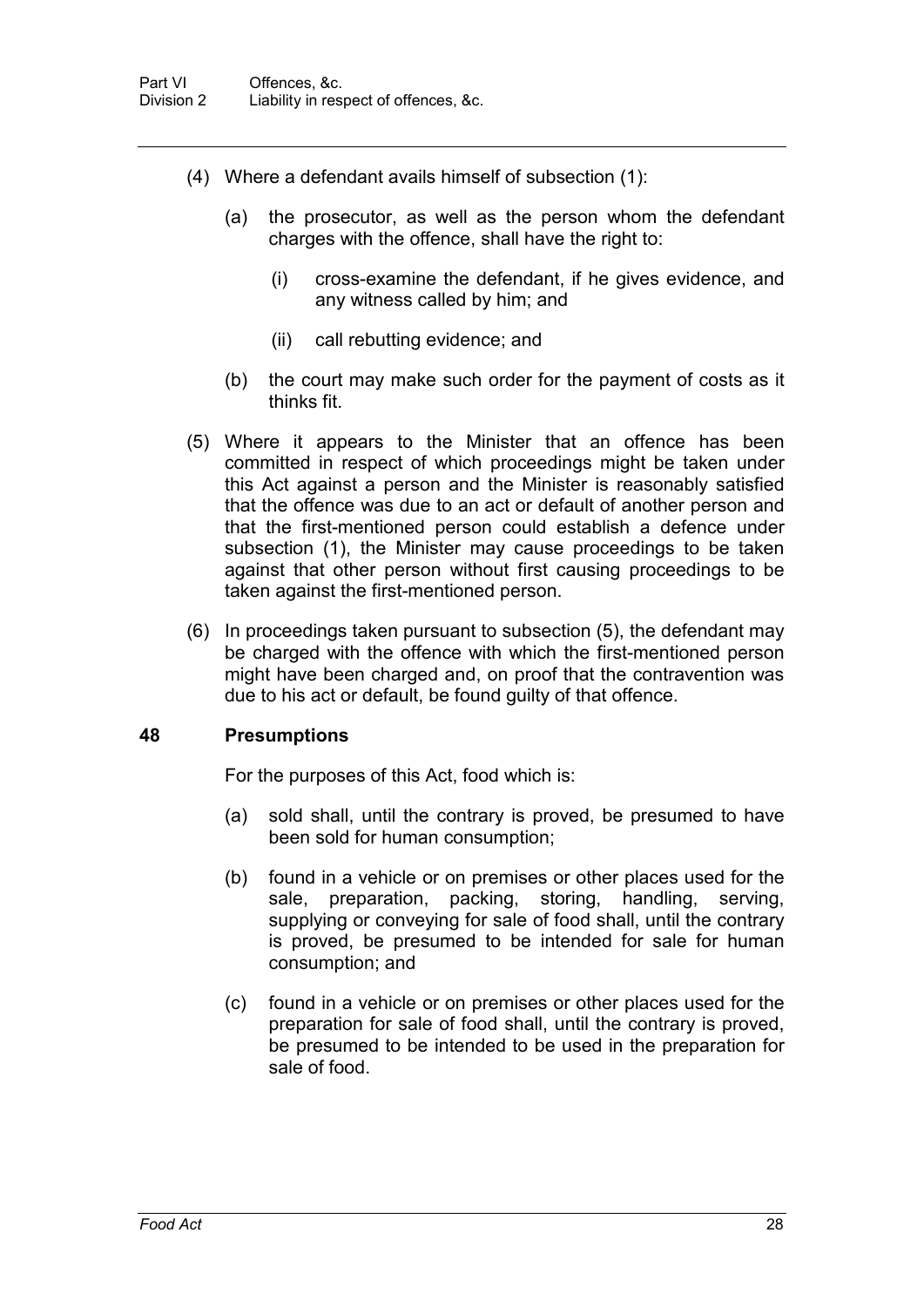(4) Where a defendant avails himself of subsection (1):

(a) the prosecutor, as well as the person whom the defendant charges with the offence, shall have the right to:

(i) cross-examine the defendant, if he gives evidence, and any witness called by him; and

(ii) call rebutting evidence; and

(b) the court may make such order for the payment of costs as it thinks fit.

(5) Where it appears to the Minister that an offence has been committed in respect of which proceedings might be taken under this Act against a person and the Minister is reasonably satisfied that the offence was due to an act or default of another person and that the first-mentioned person could establish a defence under subsection (1), the Minister may cause proceedings to be taken against that other person without first causing proceedings to be taken against the first-mentioned person.

(6) In proceedings taken pursuant to subsection (5), the defendant may be charged with the offence with which the first-mentioned person might have been charged and, on proof that the contravention was due to his act or default, be found guilty of that offence.

### 48 Presumptions

For the purposes of this Act, food which is:

(a) sold shall, until the contrary is proved, be presumed to have been sold for human consumption;

(b) found in a vehicle or on premises or other places used for the sale, preparation, packing, storing, handling, serving, supplying or conveying for sale of food shall, until the contrary is proved, be presumed to be intended for sale for human consumption; and

(c) found in a vehicle or on premises or other places used for the preparation for sale of food shall, until the contrary is proved, be presumed to be intended to be used in the preparation for sale of food.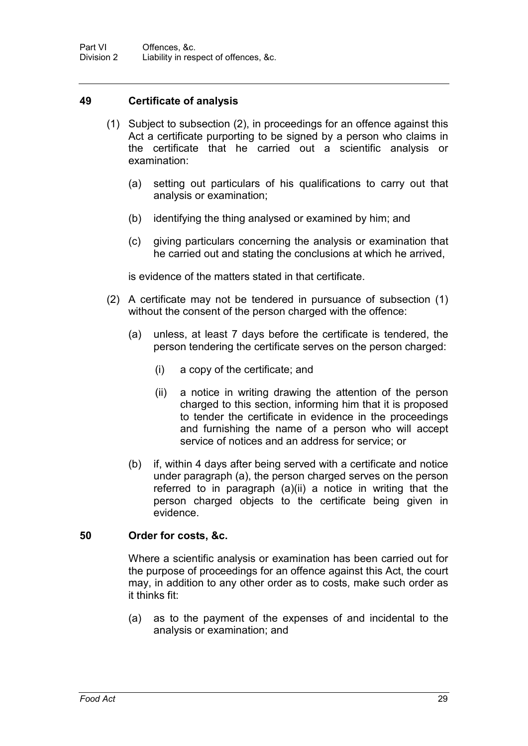## 49 Certificate of analysis

(1) Subject to subsection (2), in proceedings for an offence against this Act a certificate purporting to be signed by a person who claims in the certificate that he carried out a scientific analysis or examination:

- (a) setting out particulars of his qualifications to carry out that analysis or examination;
- (b) identifying the thing analysed or examined by him; and
- (c) giving particulars concerning the analysis or examination that he carried out and stating the conclusions at which he arrived,

is evidence of the matters stated in that certificate.

(2) A certificate may not be tendered in pursuance of subsection (1) without the consent of the person charged with the offence:

- (a) unless, at least 7 days before the certificate is tendered, the person tendering the certificate serves on the person charged:
  - (i) a copy of the certificate; and
  - (ii) a notice in writing drawing the attention of the person charged to this section, informing him that it is proposed to tender the certificate in evidence in the proceedings and furnishing the name of a person who will accept service of notices and an address for service; or
- (b) if, within 4 days after being served with a certificate and notice under paragraph (a), the person charged serves on the person referred to in paragraph (a)(ii) a notice in writing that the person charged objects to the certificate being given in evidence.

## 50 Order for costs, &c.

Where a scientific analysis or examination has been carried out for the purpose of proceedings for an offence against this Act, the court may, in addition to any other order as to costs, make such order as it thinks fit:

- (a) as to the payment of the expenses of and incidental to the analysis or examination; and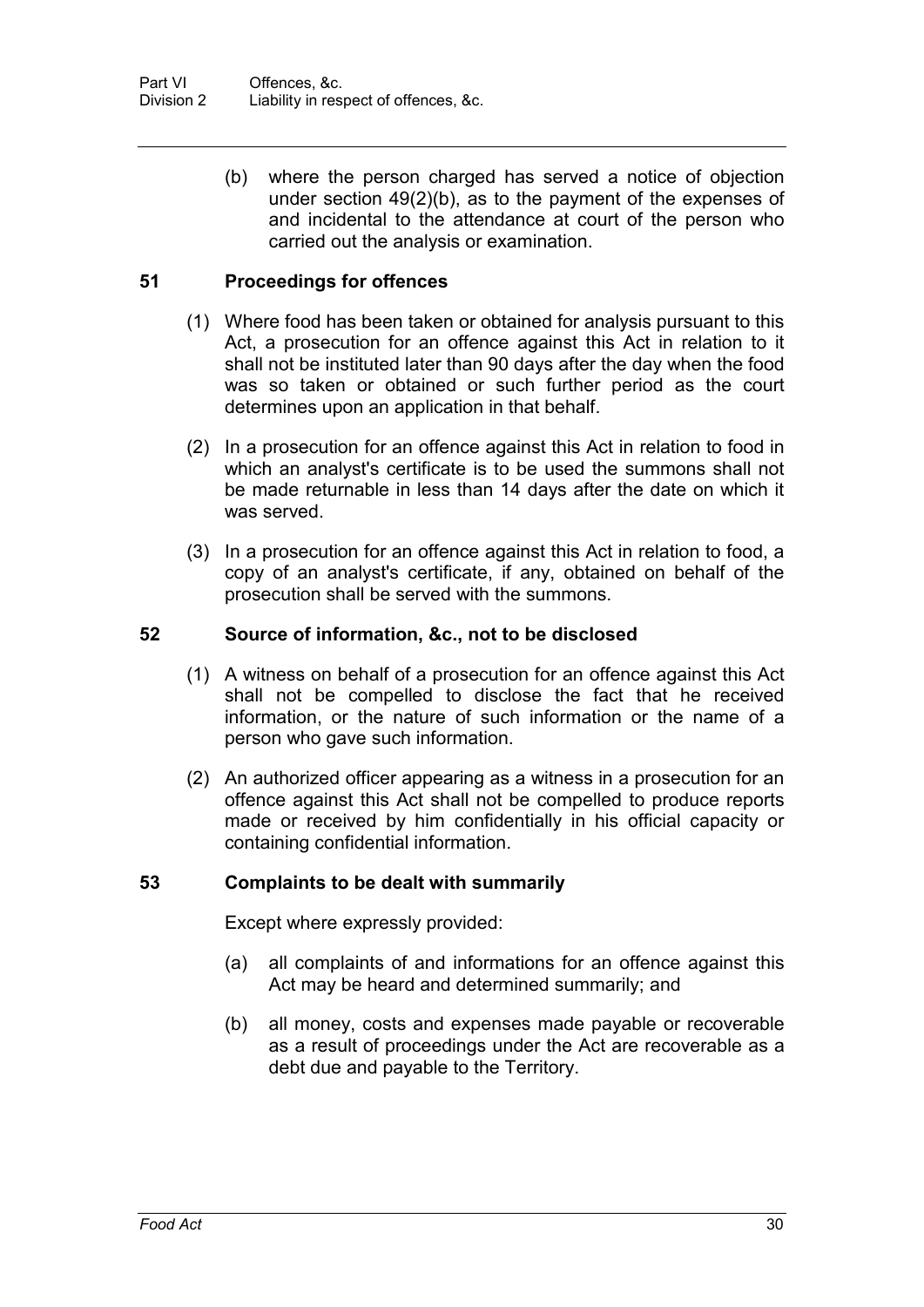(b) where the person charged has served a notice of objection under section 49(2)(b), as to the payment of the expenses of and incidental to the attendance at court of the person who carried out the analysis or examination.

## 51 Proceedings for offences

(1) Where food has been taken or obtained for analysis pursuant to this Act, a prosecution for an offence against this Act in relation to it shall not be instituted later than 90 days after the day when the food was so taken or obtained or such further period as the court determines upon an application in that behalf.

(2) In a prosecution for an offence against this Act in relation to food in which an analyst's certificate is to be used the summons shall not be made returnable in less than 14 days after the date on which it was served.

(3) In a prosecution for an offence against this Act in relation to food, a copy of an analyst's certificate, if any, obtained on behalf of the prosecution shall be served with the summons.

## 52 Source of information, &c., not to be disclosed

(1) A witness on behalf of a prosecution for an offence against this Act shall not be compelled to disclose the fact that he received information, or the nature of such information or the name of a person who gave such information.

(2) An authorized officer appearing as a witness in a prosecution for an offence against this Act shall not be compelled to produce reports made or received by him confidentially in his official capacity or containing confidential information.

## 53 Complaints to be dealt with summarily

Except where expressly provided:

(a) all complaints of and informations for an offence against this Act may be heard and determined summarily; and

(b) all money, costs and expenses made payable or recoverable as a result of proceedings under the Act are recoverable as a debt due and payable to the Territory.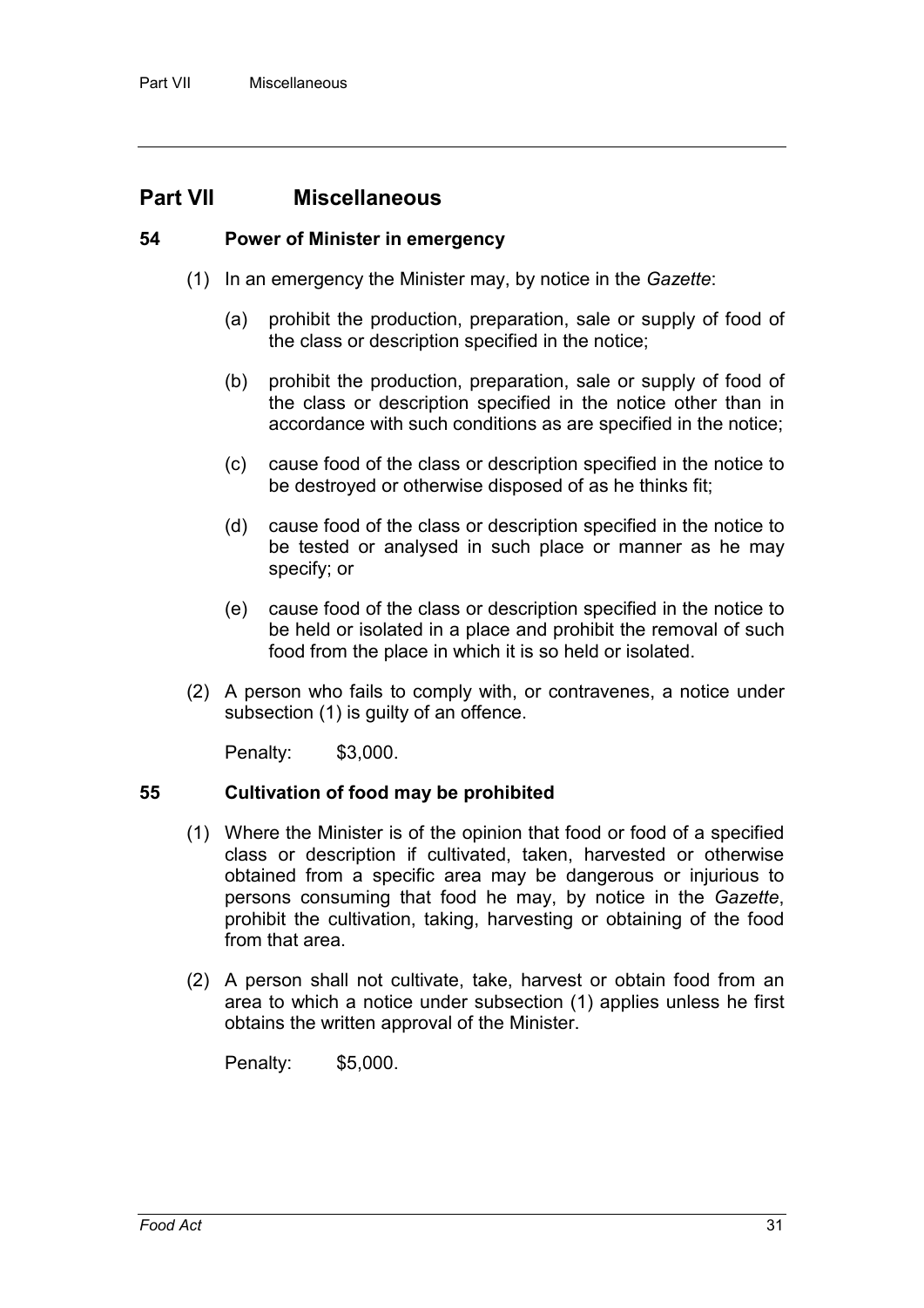## Part VII Miscellaneous

### 54 Power of Minister in emergency

(1) In an emergency the Minister may, by notice in the *Gazette*:

(a) prohibit the production, preparation, sale or supply of food of the class or description specified in the notice;

(b) prohibit the production, preparation, sale or supply of food of the class or description specified in the notice other than in accordance with such conditions as are specified in the notice;

(c) cause food of the class or description specified in the notice to be destroyed or otherwise disposed of as he thinks fit;

(d) cause food of the class or description specified in the notice to be tested or analysed in such place or manner as he may specify; or

(e) cause food of the class or description specified in the notice to be held or isolated in a place and prohibit the removal of such food from the place in which it is so held or isolated.

(2) A person who fails to comply with, or contravenes, a notice under subsection (1) is guilty of an offence.

Penalty: $3,000.

### 55 Cultivation of food may be prohibited

(1) Where the Minister is of the opinion that food or food of a specified class or description if cultivated, taken, harvested or otherwise obtained from a specific area may be dangerous or injurious to persons consuming that food he may, by notice in the *Gazette*, prohibit the cultivation, taking, harvesting or obtaining of the food from that area.

(2) A person shall not cultivate, take, harvest or obtain food from an area to which a notice under subsection (1) applies unless he first obtains the written approval of the Minister.

Penalty: $5,000.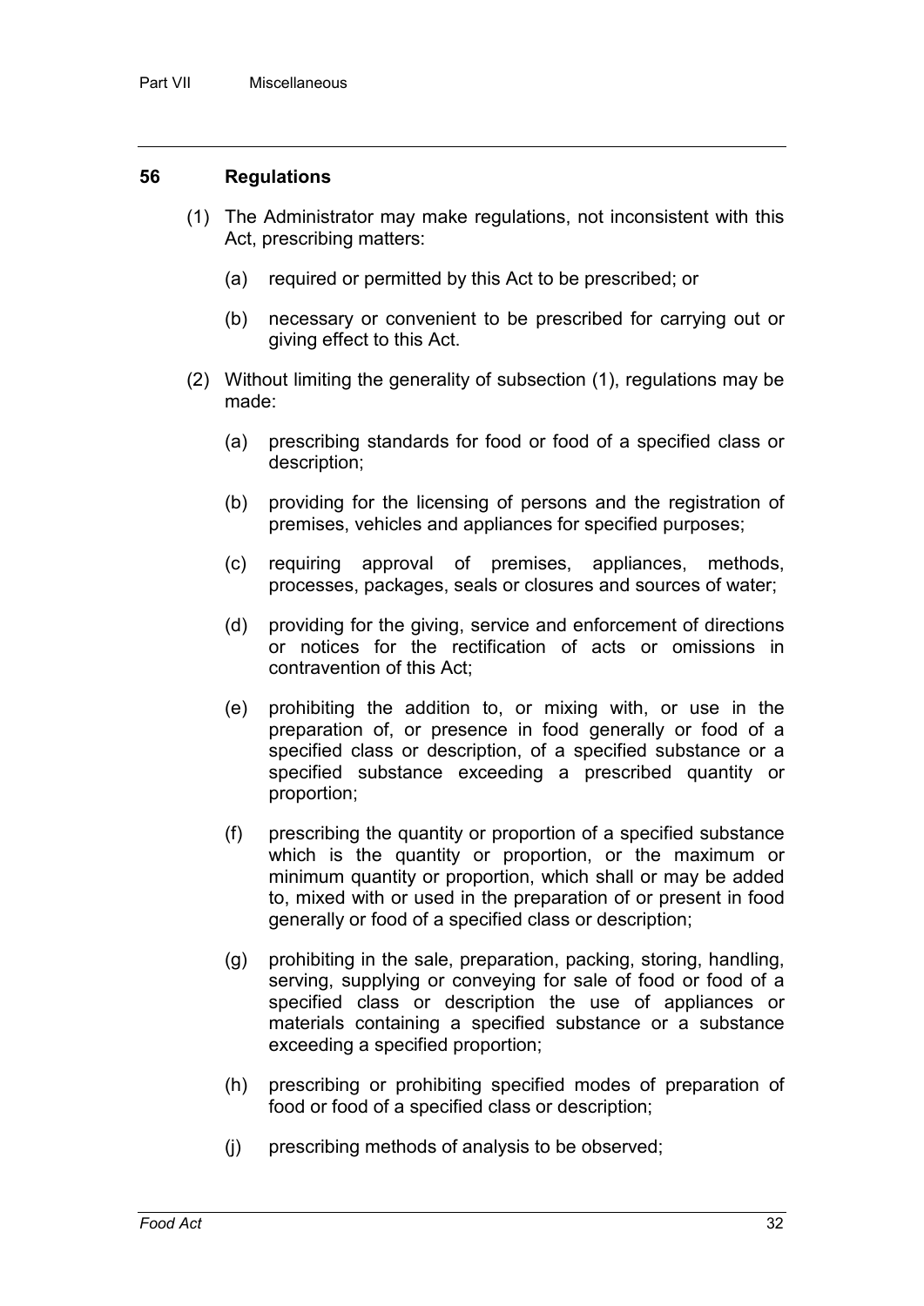### 56 Regulations

(1) The Administrator may make regulations, not inconsistent with this Act, prescribing matters:

(a) required or permitted by this Act to be prescribed; or

(b) necessary or convenient to be prescribed for carrying out or giving effect to this Act.

(2) Without limiting the generality of subsection (1), regulations may be made:

(a) prescribing standards for food or food of a specified class or description;

(b) providing for the licensing of persons and the registration of premises, vehicles and appliances for specified purposes;

(c) requiring approval of premises, appliances, methods, processes, packages, seals or closures and sources of water;

(d) providing for the giving, service and enforcement of directions or notices for the rectification of acts or omissions in contravention of this Act;

(e) prohibiting the addition to, or mixing with, or use in the preparation of, or presence in food generally or food of a specified class or description, of a specified substance or a specified substance exceeding a prescribed quantity or proportion;

(f) prescribing the quantity or proportion of a specified substance which is the quantity or proportion, or the maximum or minimum quantity or proportion, which shall or may be added to, mixed with or used in the preparation of or present in food generally or food of a specified class or description;

(g) prohibiting in the sale, preparation, packing, storing, handling, serving, supplying or conveying for sale of food or food of a specified class or description the use of appliances or materials containing a specified substance or a substance exceeding a specified proportion;

(h) prescribing or prohibiting specified modes of preparation of food or food of a specified class or description;

(j) prescribing methods of analysis to be observed;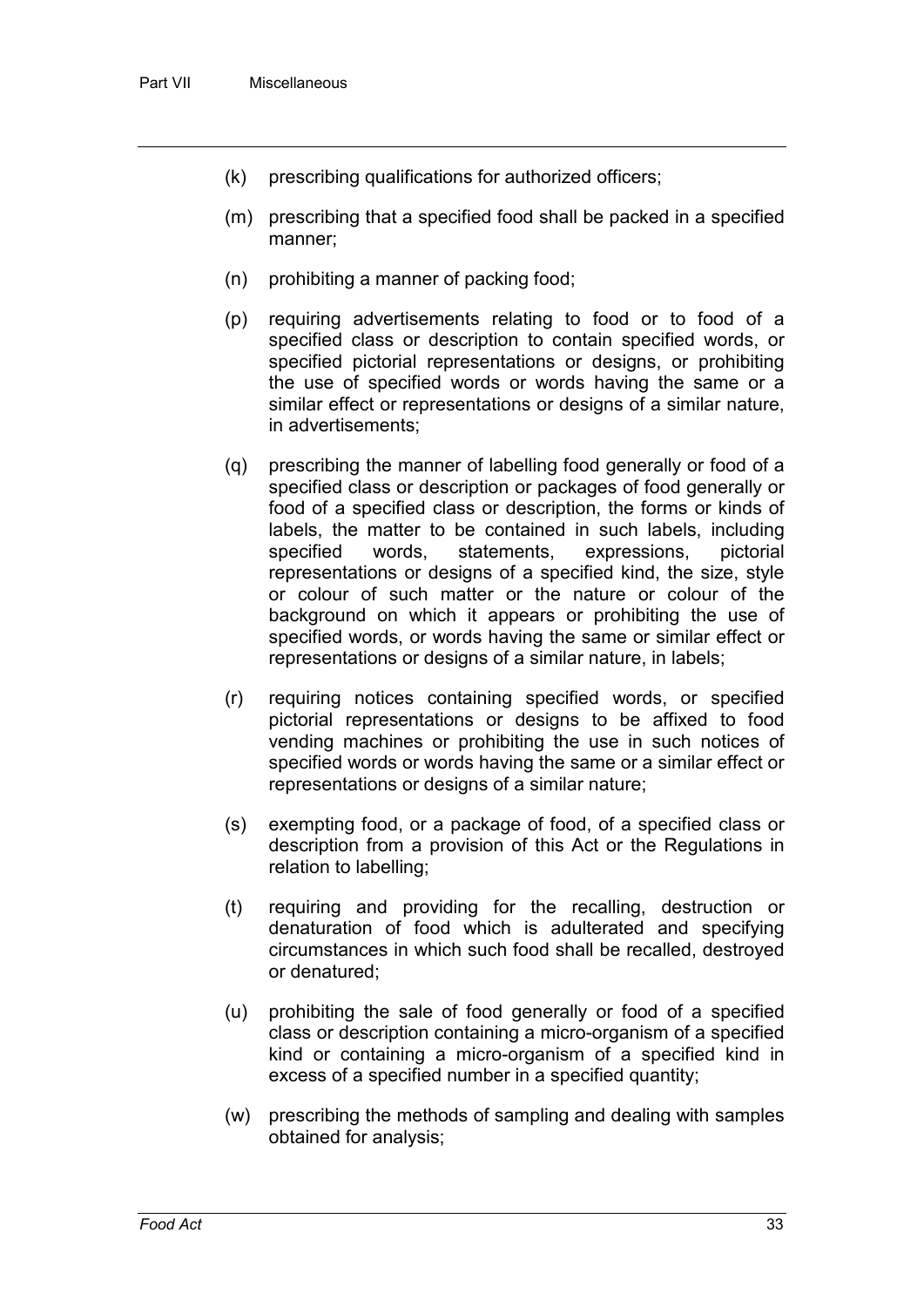(k) prescribing qualifications for authorized officers;

(m) prescribing that a specified food shall be packed in a specified manner;

(n) prohibiting a manner of packing food;

(p) requiring advertisements relating to food or to food of a specified class or description to contain specified words, or specified pictorial representations or designs, or prohibiting the use of specified words or words having the same or a similar effect or representations or designs of a similar nature, in advertisements;

(q) prescribing the manner of labelling food generally or food of a specified class or description or packages of food generally or food of a specified class or description, the forms or kinds of labels, the matter to be contained in such labels, including specified words, statements, expressions, pictorial representations or designs of a specified kind, the size, style or colour of such matter or the nature or colour of the background on which it appears or prohibiting the use of specified words, or words having the same or similar effect or representations or designs of a similar nature, in labels;

(r) requiring notices containing specified words, or specified pictorial representations or designs to be affixed to food vending machines or prohibiting the use in such notices of specified words or words having the same or a similar effect or representations or designs of a similar nature;

(s) exempting food, or a package of food, of a specified class or description from a provision of this Act or the Regulations in relation to labelling;

(t) requiring and providing for the recalling, destruction or denaturation of food which is adulterated and specifying circumstances in which such food shall be recalled, destroyed or denatured;

(u) prohibiting the sale of food generally or food of a specified class or description containing a micro-organism of a specified kind or containing a micro-organism of a specified kind in excess of a specified number in a specified quantity;

(w) prescribing the methods of sampling and dealing with samples obtained for analysis;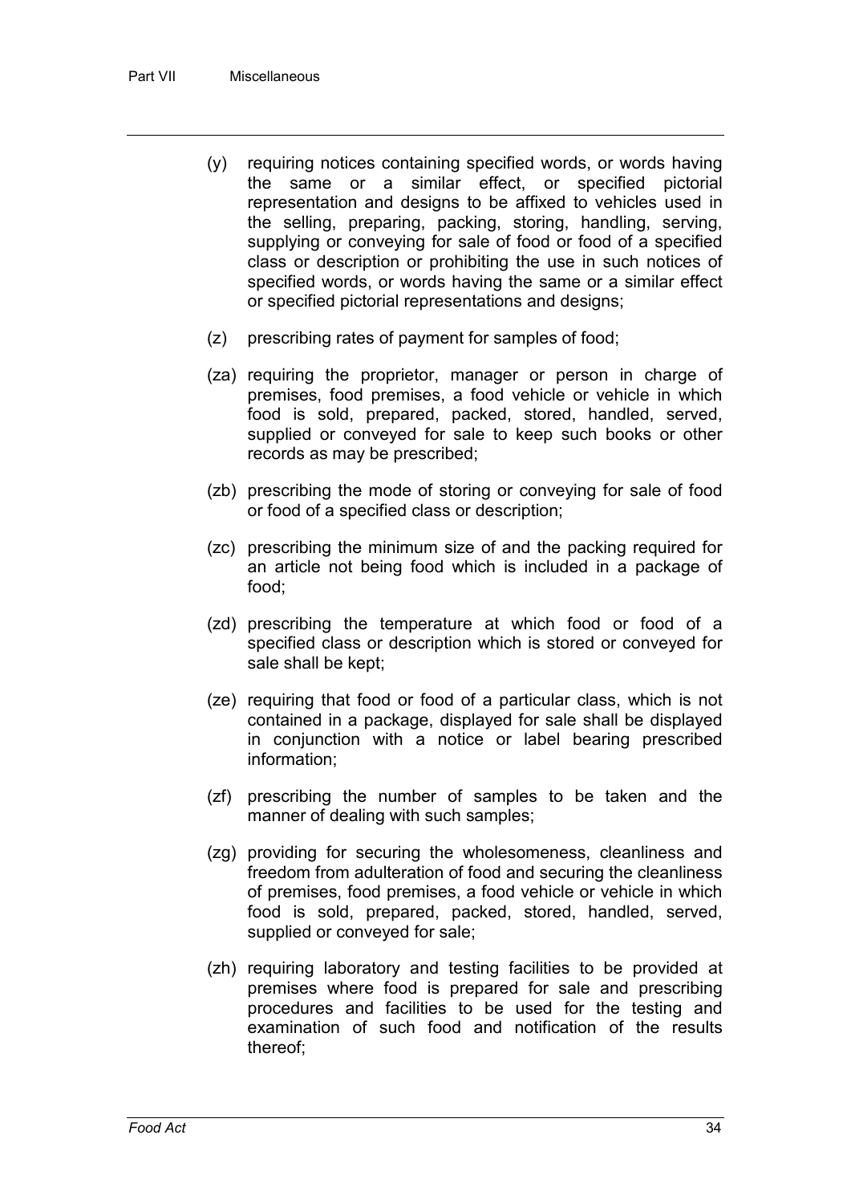(y) requiring notices containing specified words, or words having the same or a similar effect, or specified pictorial representation and designs to be affixed to vehicles used in the selling, preparing, packing, storing, handling, serving, supplying or conveying for sale of food or food of a specified class or description or prohibiting the use in such notices of specified words, or words having the same or a similar effect or specified pictorial representations and designs;

(z) prescribing rates of payment for samples of food;

(za) requiring the proprietor, manager or person in charge of premises, food premises, a food vehicle or vehicle in which food is sold, prepared, packed, stored, handled, served, supplied or conveyed for sale to keep such books or other records as may be prescribed;

(zb) prescribing the mode of storing or conveying for sale of food or food of a specified class or description;

(zc) prescribing the minimum size of and the packing required for an article not being food which is included in a package of food;

(zd) prescribing the temperature at which food or food of a specified class or description which is stored or conveyed for sale shall be kept;

(ze) requiring that food or food of a particular class, which is not contained in a package, displayed for sale shall be displayed in conjunction with a notice or label bearing prescribed information;

(zf) prescribing the number of samples to be taken and the manner of dealing with such samples;

(zg) providing for securing the wholesomeness, cleanliness and freedom from adulteration of food and securing the cleanliness of premises, food premises, a food vehicle or vehicle in which food is sold, prepared, packed, stored, handled, served, supplied or conveyed for sale;

(zh) requiring laboratory and testing facilities to be provided at premises where food is prepared for sale and prescribing procedures and facilities to be used for the testing and examination of such food and notification of the results thereof;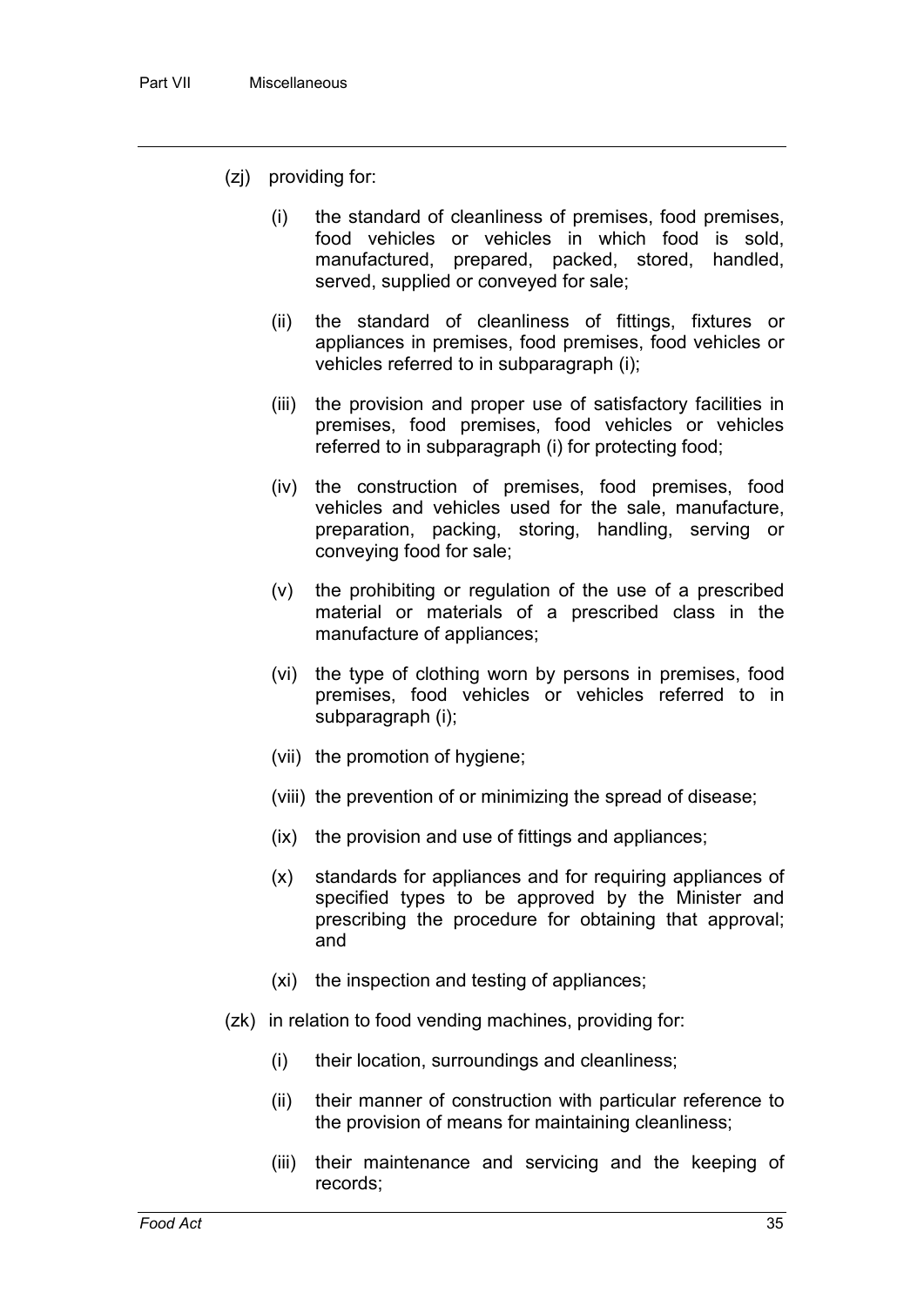(zj) providing for:

(i) the standard of cleanliness of premises, food premises, food vehicles or vehicles in which food is sold, manufactured, prepared, packed, stored, handled, served, supplied or conveyed for sale;

(ii) the standard of cleanliness of fittings, fixtures or appliances in premises, food premises, food vehicles or vehicles referred to in subparagraph (i);

(iii) the provision and proper use of satisfactory facilities in premises, food premises, food vehicles or vehicles referred to in subparagraph (i) for protecting food;

(iv) the construction of premises, food premises, food vehicles and vehicles used for the sale, manufacture, preparation, packing, storing, handling, serving or conveying food for sale;

(v) the prohibiting or regulation of the use of a prescribed material or materials of a prescribed class in the manufacture of appliances;

(vi) the type of clothing worn by persons in premises, food premises, food vehicles or vehicles referred to in subparagraph (i);

(vii) the promotion of hygiene;

(viii) the prevention of or minimizing the spread of disease;

(ix) the provision and use of fittings and appliances;

(x) standards for appliances and for requiring appliances of specified types to be approved by the Minister and prescribing the procedure for obtaining that approval; and

(xi) the inspection and testing of appliances;

(zk) in relation to food vending machines, providing for:

(i) their location, surroundings and cleanliness;

(ii) their manner of construction with particular reference to the provision of means for maintaining cleanliness;

(iii) their maintenance and servicing and the keeping of records;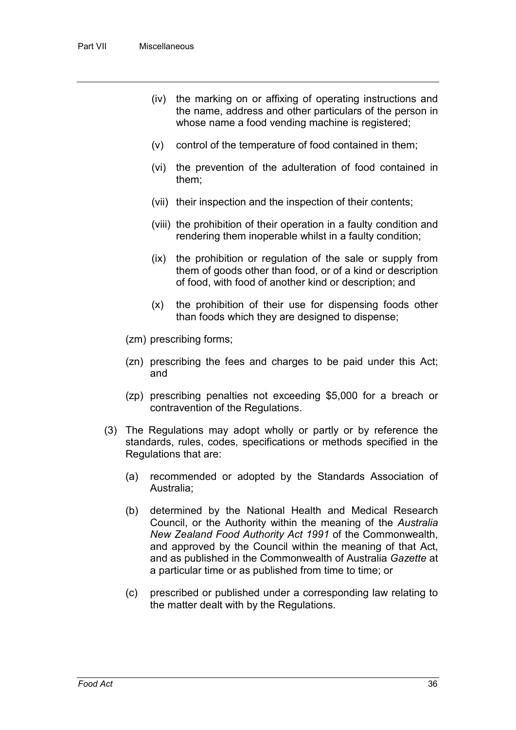(iv) the marking on or affixing of operating instructions and the name, address and other particulars of the person in whose name a food vending machine is registered;

(v) control of the temperature of food contained in them;

(vi) the prevention of the adulteration of food contained in them;

(vii) their inspection and the inspection of their contents;

(viii) the prohibition of their operation in a faulty condition and rendering them inoperable whilst in a faulty condition;

(ix) the prohibition or regulation of the sale or supply from them of goods other than food, or of a kind or description of food, with food of another kind or description; and

(x) the prohibition of their use for dispensing foods other than foods which they are designed to dispense;

(zm) prescribing forms;

(zn) prescribing the fees and charges to be paid under this Act; and

(zp) prescribing penalties not exceeding $5,000 for a breach or contravention of the Regulations.

(3) The Regulations may adopt wholly or partly or by reference the standards, rules, codes, specifications or methods specified in the Regulations that are:

(a) recommended or adopted by the Standards Association of Australia;

(b) determined by the National Health and Medical Research Council, or the Authority within the meaning of the *Australia New Zealand Food Authority Act 1991* of the Commonwealth, and approved by the Council within the meaning of that Act, and as published in the Commonwealth of Australia *Gazette* at a particular time or as published from time to time; or

(c) prescribed or published under a corresponding law relating to the matter dealt with by the Regulations.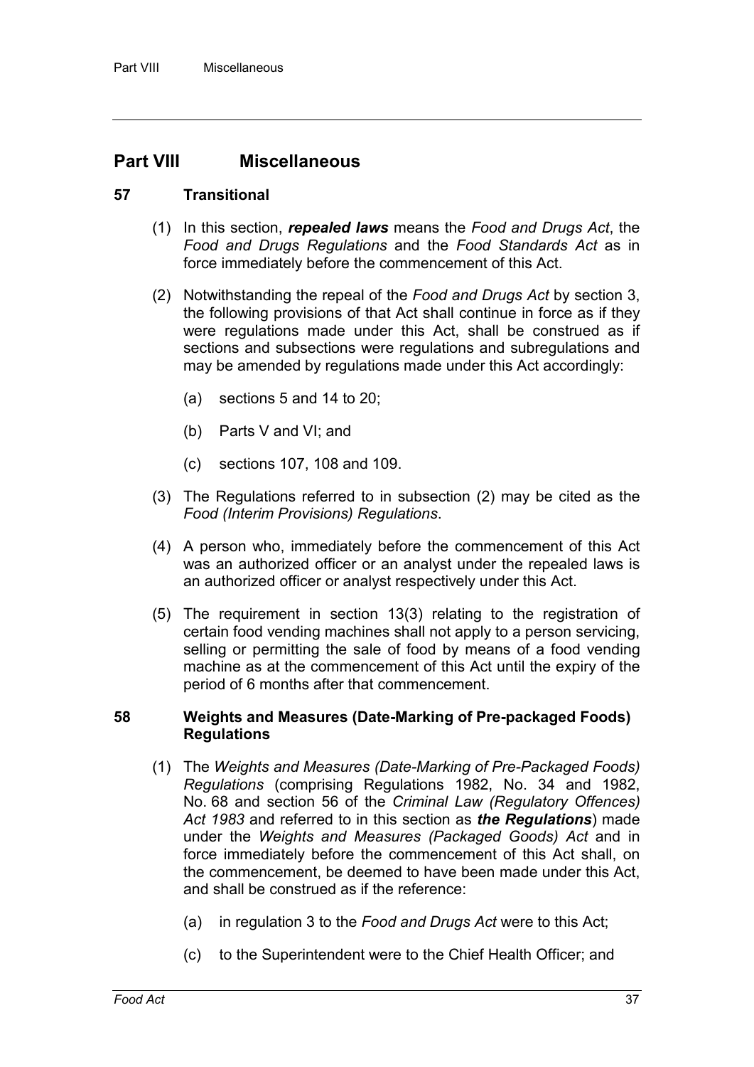## Part VIII Miscellaneous

### 57 Transitional

(1) In this section, ***repealed laws*** means the *Food and Drugs Act*, the *Food and Drugs Regulations* and the *Food Standards Act* as in force immediately before the commencement of this Act.

(2) Notwithstanding the repeal of the *Food and Drugs Act* by section 3, the following provisions of that Act shall continue in force as if they were regulations made under this Act, shall be construed as if sections and subsections were regulations and subregulations and may be amended by regulations made under this Act accordingly:

- (a) sections 5 and 14 to 20;
- (b) Parts V and VI; and
- (c) sections 107, 108 and 109.

(3) The Regulations referred to in subsection (2) may be cited as the *Food (Interim Provisions) Regulations*.

(4) A person who, immediately before the commencement of this Act was an authorized officer or an analyst under the repealed laws is an authorized officer or analyst respectively under this Act.

(5) The requirement in section 13(3) relating to the registration of certain food vending machines shall not apply to a person servicing, selling or permitting the sale of food by means of a food vending machine as at the commencement of this Act until the expiry of the period of 6 months after that commencement.

### 58 Weights and Measures (Date-Marking of Pre-packaged Foods) Regulations

(1) The *Weights and Measures (Date-Marking of Pre-Packaged Foods) Regulations* (comprising Regulations 1982, No. 34 and 1982, No. 68 and section 56 of the *Criminal Law (Regulatory Offences) Act 1983* and referred to in this section as ***the Regulations***) made under the *Weights and Measures (Packaged Goods) Act* and in force immediately before the commencement of this Act shall, on the commencement, be deemed to have been made under this Act, and shall be construed as if the reference:

- (a) in regulation 3 to the *Food and Drugs Act* were to this Act;
- (c) to the Superintendent were to the Chief Health Officer; and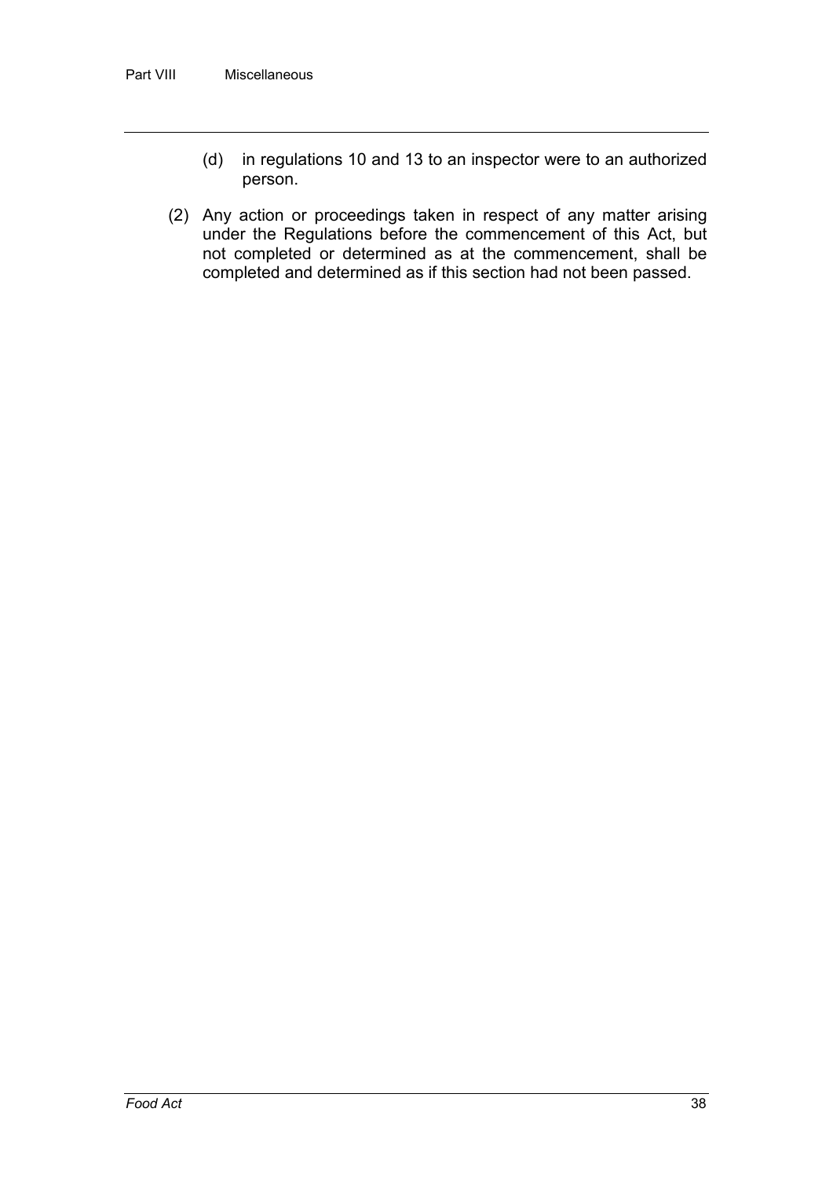(d) in regulations 10 and 13 to an inspector were to an authorized person.

(2) Any action or proceedings taken in respect of any matter arising under the Regulations before the commencement of this Act, but not completed or determined as at the commencement, shall be completed and determined as if this section had not been passed.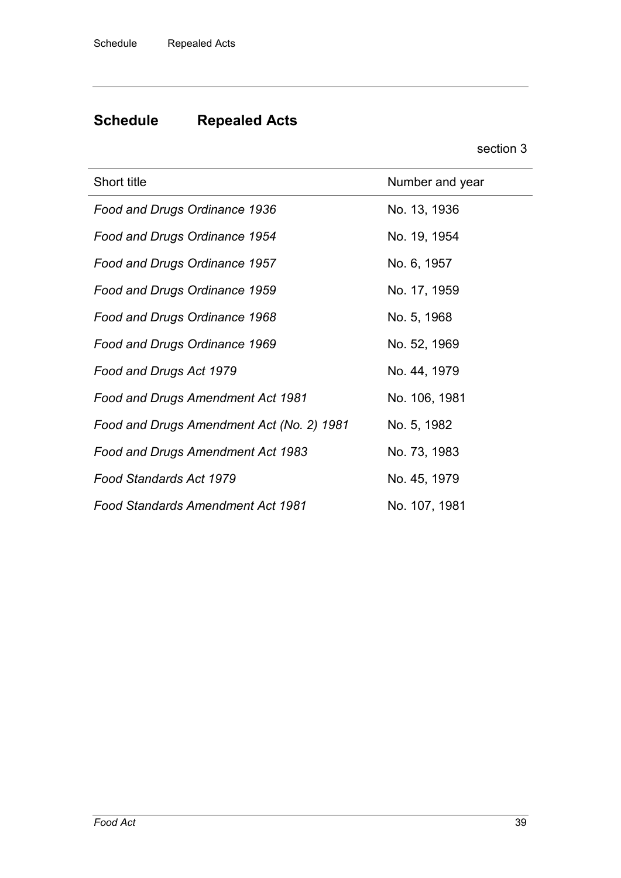## Schedule Repealed Acts

section 3

| Short title | Number and year |
| --- | --- |
| *Food and Drugs Ordinance 1936* | No. 13, 1936 |
| *Food and Drugs Ordinance 1954* | No. 19, 1954 |
| *Food and Drugs Ordinance 1957* | No. 6, 1957 |
| *Food and Drugs Ordinance 1959* | No. 17, 1959 |
| *Food and Drugs Ordinance 1968* | No. 5, 1968 |
| *Food and Drugs Ordinance 1969* | No. 52, 1969 |
| *Food and Drugs Act 1979* | No. 44, 1979 |
| *Food and Drugs Amendment Act 1981* | No. 106, 1981 |
| *Food and Drugs Amendment Act (No. 2) 1981* | No. 5, 1982 |
| *Food and Drugs Amendment Act 1983* | No. 73, 1983 |
| *Food Standards Act 1979* | No. 45, 1979 |
| *Food Standards Amendment Act 1981* | No. 107, 1981 |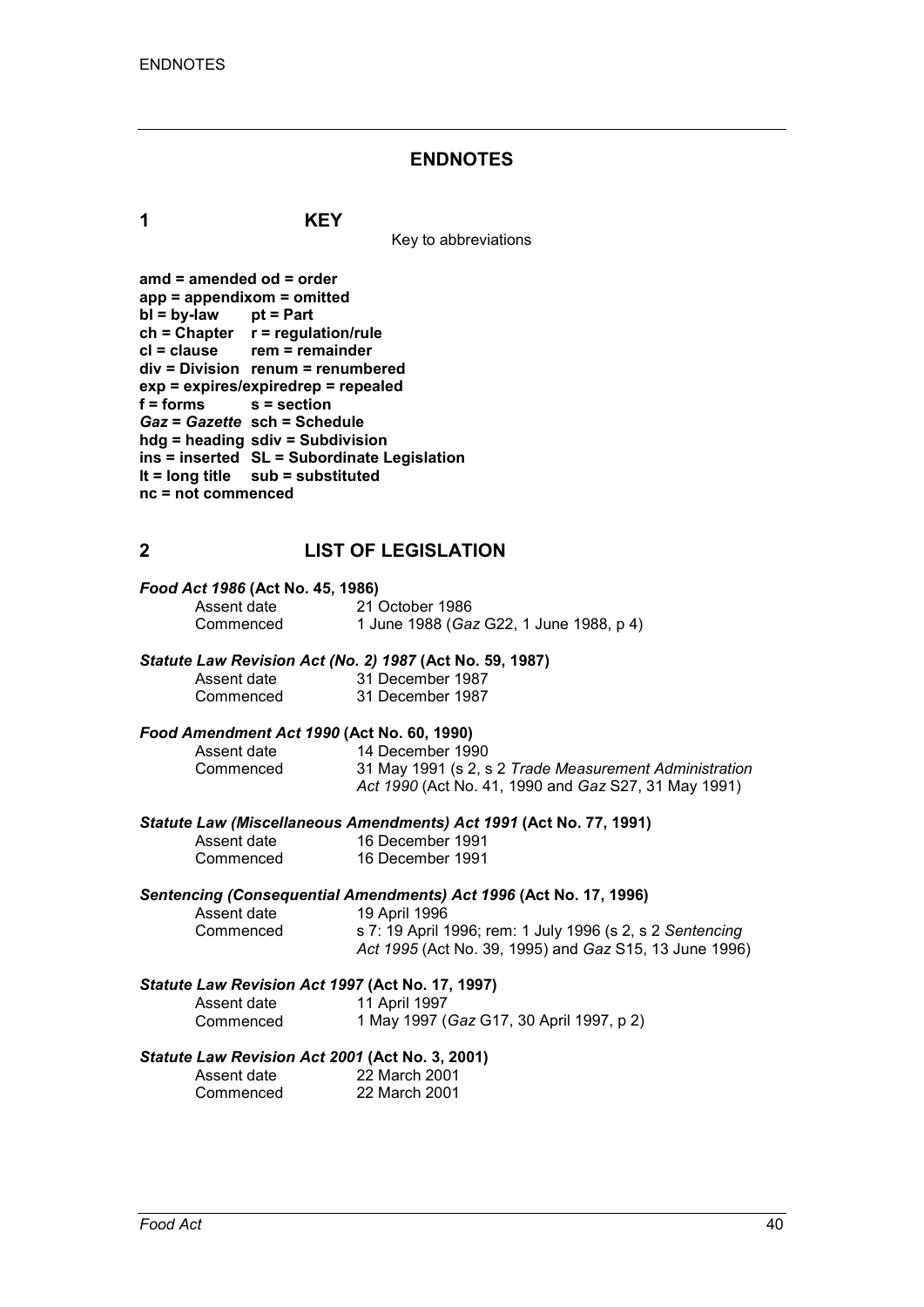# ENDNOTES

## 1 KEY

Key to abbreviations

**amd = amended** **od = order**
**app = appendix** **om = omitted**
**bl = by-law** **pt = Part**
**ch = Chapter** **r = regulation/rule**
**cl = clause** **rem = remainder**
**div = Division** **renum = renumbered**
**exp = expires/expired** **rep = repealed**
**f = forms** **s = section**
***Gaz* = *Gazette*** **sch = Schedule**
**hdg = heading** **sdiv = Subdivision**
**ins = inserted** **SL = Subordinate Legislation**
**lt = long title** **sub = substituted**
**nc = not commenced**

## 2 LIST OF LEGISLATION

***Food Act 1986* (Act No. 45, 1986)**

Assent date 21 October 1986
Commenced 1 June 1988 (*Gaz* G22, 1 June 1988, p 4)

***Statute Law Revision Act (No. 2) 1987* (Act No. 59, 1987)**

Assent date 31 December 1987
Commenced 31 December 1987

***Food Amendment Act 1990* (Act No. 60, 1990)**

Assent date 14 December 1990
Commenced 31 May 1991 (s 2, s 2 *Trade Measurement Administration Act 1990* (Act No. 41, 1990 and *Gaz* S27, 31 May 1991)

***Statute Law (Miscellaneous Amendments) Act 1991* (Act No. 77, 1991)**

Assent date 16 December 1991
Commenced 16 December 1991

***Sentencing (Consequential Amendments) Act 1996* (Act No. 17, 1996)**

Assent date 19 April 1996
Commenced s 7: 19 April 1996; rem: 1 July 1996 (s 2, s 2 *Sentencing Act 1995* (Act No. 39, 1995) and *Gaz* S15, 13 June 1996)

***Statute Law Revision Act 1997* (Act No. 17, 1997)**

Assent date 11 April 1997
Commenced 1 May 1997 (*Gaz* G17, 30 April 1997, p 2)

***Statute Law Revision Act 2001* (Act No. 3, 2001)**

Assent date 22 March 2001
Commenced 22 March 2001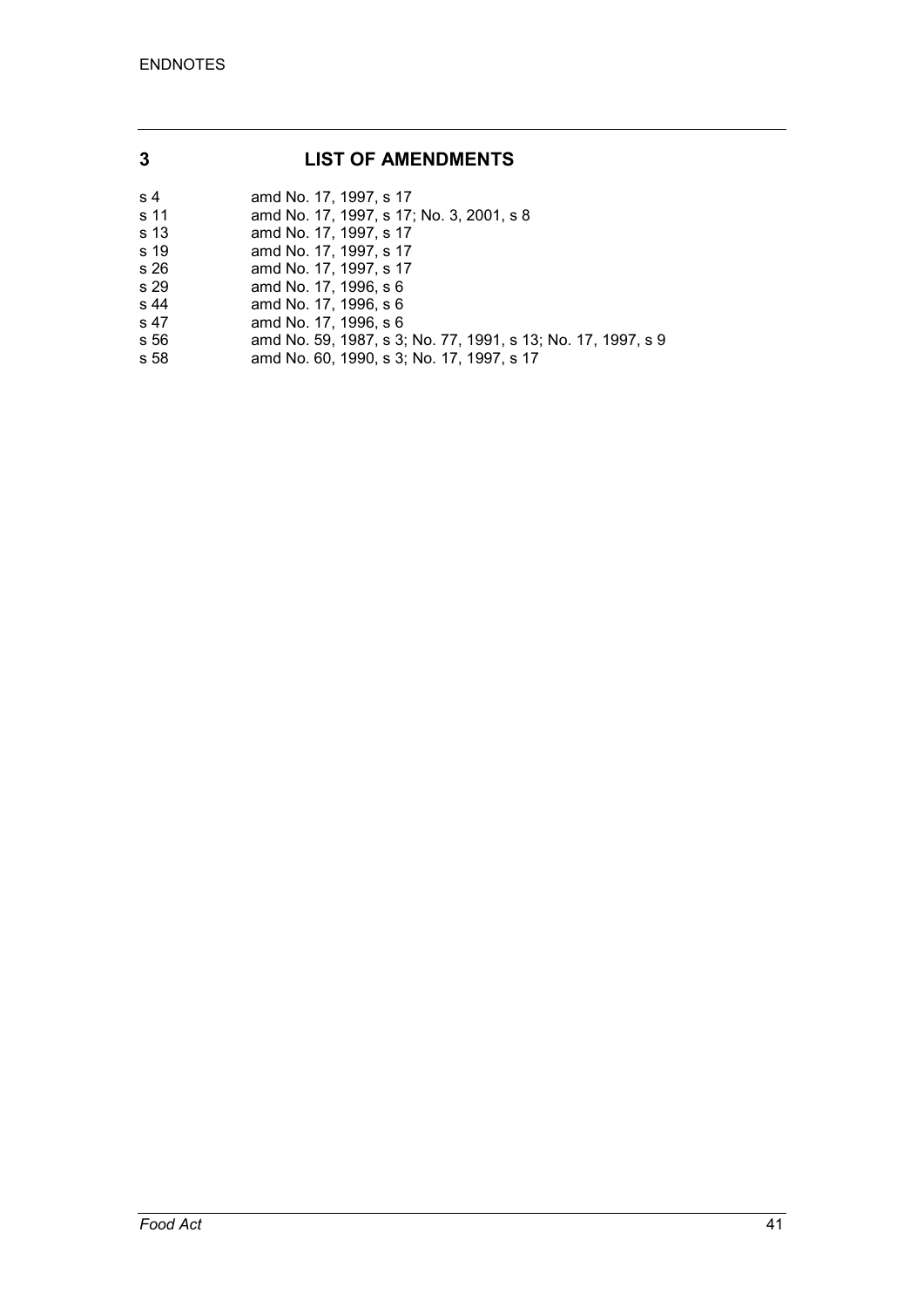## 3 LIST OF AMENDMENTS

| | |
|---|---|
| s 4 | amd No. 17, 1997, s 17 |
| s 11 | amd No. 17, 1997, s 17; No. 3, 2001, s 8 |
| s 13 | amd No. 17, 1997, s 17 |
| s 19 | amd No. 17, 1997, s 17 |
| s 26 | amd No. 17, 1997, s 17 |
| s 29 | amd No. 17, 1996, s 6 |
| s 44 | amd No. 17, 1996, s 6 |
| s 47 | amd No. 17, 1996, s 6 |
| s 56 | amd No. 59, 1987, s 3; No. 77, 1991, s 13; No. 17, 1997, s 9 |
| s 58 | amd No. 60, 1990, s 3; No. 17, 1997, s 17 |